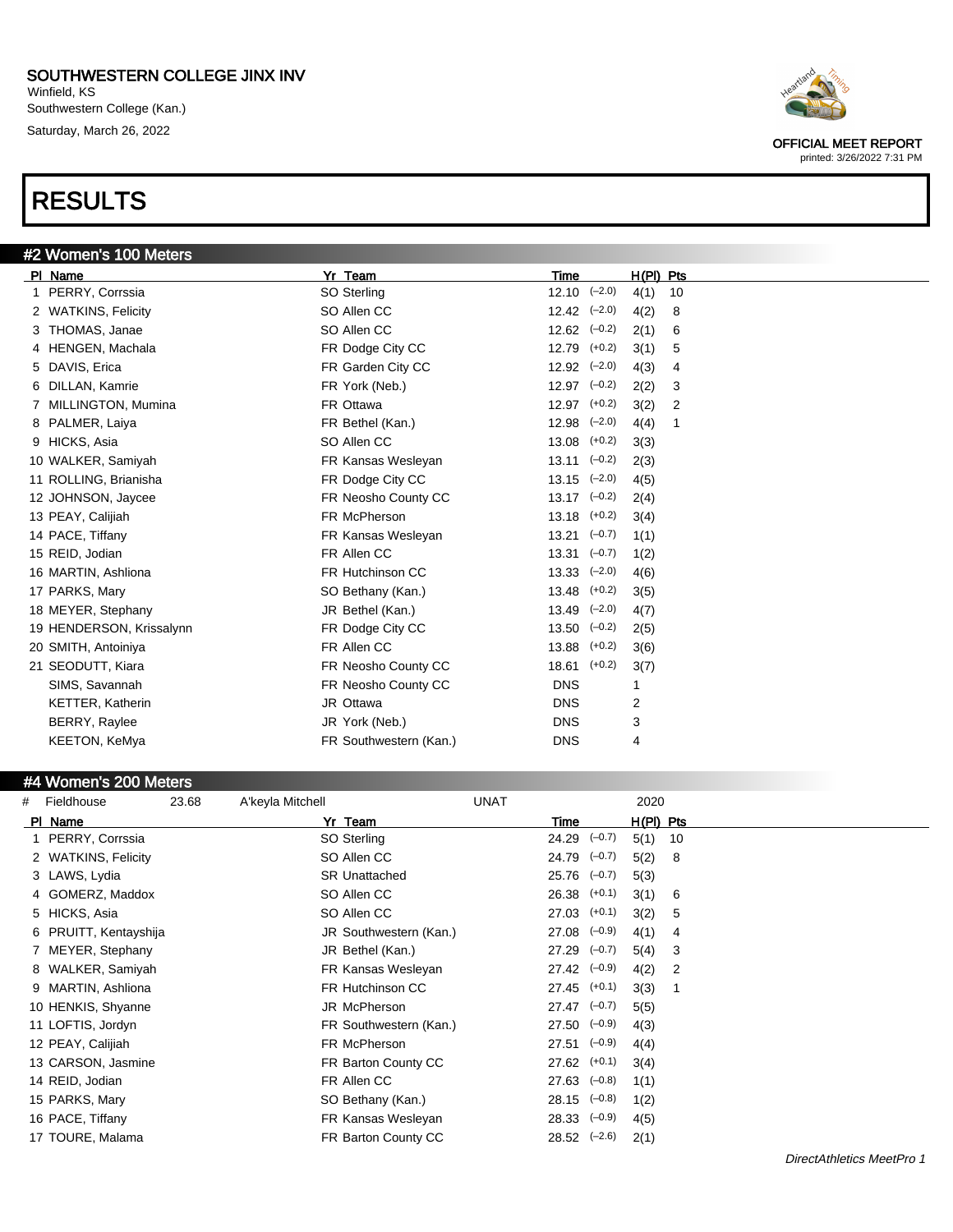**SOUTHWESTERN COLLEGE JINX INV**
Winfield, KS
Southwestern College (Kan.)
Saturday, March 26, 2022

OFFICIAL MEET REPORT
printed: 3/26/2022 7:31 PM

# RESULTS

## #2 Women's 100 Meters

| Pl | Name | Yr | Team | Time | Wind | H(Pl) | Pts |
|---|---|---|---|---|---|---|---|
| 1 | PERRY, Corrssia | SO | Sterling | 12.10 | (−2.0) | 4(1) | 10 |
| 2 | WATKINS, Felicity | SO | Allen CC | 12.42 | (−2.0) | 4(2) | 8 |
| 3 | THOMAS, Janae | SO | Allen CC | 12.62 | (−0.2) | 2(1) | 6 |
| 4 | HENGEN, Machala | FR | Dodge City CC | 12.79 | (+0.2) | 3(1) | 5 |
| 5 | DAVIS, Erica | FR | Garden City CC | 12.92 | (−2.0) | 4(3) | 4 |
| 6 | DILLAN, Kamrie | FR | York (Neb.) | 12.97 | (−0.2) | 2(2) | 3 |
| 7 | MILLINGTON, Mumina | FR | Ottawa | 12.97 | (+0.2) | 3(2) | 2 |
| 8 | PALMER, Laiya | FR | Bethel (Kan.) | 12.98 | (−2.0) | 4(4) | 1 |
| 9 | HICKS, Asia | SO | Allen CC | 13.08 | (+0.2) | 3(3) | |
| 10 | WALKER, Samiyah | FR | Kansas Wesleyan | 13.11 | (−0.2) | 2(3) | |
| 11 | ROLLING, Brianisha | FR | Dodge City CC | 13.15 | (−2.0) | 4(5) | |
| 12 | JOHNSON, Jaycee | FR | Neosho County CC | 13.17 | (−0.2) | 2(4) | |
| 13 | PEAY, Calijiah | FR | McPherson | 13.18 | (+0.2) | 3(4) | |
| 14 | PACE, Tiffany | FR | Kansas Wesleyan | 13.21 | (−0.7) | 1(1) | |
| 15 | REID, Jodian | FR | Allen CC | 13.31 | (−0.7) | 1(2) | |
| 16 | MARTIN, Ashliona | FR | Hutchinson CC | 13.33 | (−2.0) | 4(6) | |
| 17 | PARKS, Mary | SO | Bethany (Kan.) | 13.48 | (+0.2) | 3(5) | |
| 18 | MEYER, Stephany | JR | Bethel (Kan.) | 13.49 | (−2.0) | 4(7) | |
| 19 | HENDERSON, Krissalynn | FR | Dodge City CC | 13.50 | (−0.2) | 2(5) | |
| 20 | SMITH, Antoiniya | FR | Allen CC | 13.88 | (+0.2) | 3(6) | |
| 21 | SEODUTT, Kiara | FR | Neosho County CC | 18.61 | (+0.2) | 3(7) | |
| | SIMS, Savannah | FR | Neosho County CC | DNS | | 1 | |
| | KETTER, Katherin | JR | Ottawa | DNS | | 2 | |
| | BERRY, Raylee | JR | York (Neb.) | DNS | | 3 | |
| | KEETON, KeMya | FR | Southwestern (Kan.) | DNS | | 4 | |

## #4 Women's 200 Meters

# Fieldhouse 23.68 A'keyla Mitchell UNAT 2020

| Pl | Name | Yr | Team | Time | Wind | H(Pl) | Pts |
|---|---|---|---|---|---|---|---|
| 1 | PERRY, Corrssia | SO | Sterling | 24.29 | (−0.7) | 5(1) | 10 |
| 2 | WATKINS, Felicity | SO | Allen CC | 24.79 | (−0.7) | 5(2) | 8 |
| 3 | LAWS, Lydia | SR | Unattached | 25.76 | (−0.7) | 5(3) | |
| 4 | GOMERZ, Maddox | SO | Allen CC | 26.38 | (+0.1) | 3(1) | 6 |
| 5 | HICKS, Asia | SO | Allen CC | 27.03 | (+0.1) | 3(2) | 5 |
| 6 | PRUITT, Kentayshija | JR | Southwestern (Kan.) | 27.08 | (−0.9) | 4(1) | 4 |
| 7 | MEYER, Stephany | JR | Bethel (Kan.) | 27.29 | (−0.7) | 5(4) | 3 |
| 8 | WALKER, Samiyah | FR | Kansas Wesleyan | 27.42 | (−0.9) | 4(2) | 2 |
| 9 | MARTIN, Ashliona | FR | Hutchinson CC | 27.45 | (+0.1) | 3(3) | 1 |
| 10 | HENKIS, Shyanne | JR | McPherson | 27.47 | (−0.7) | 5(5) | |
| 11 | LOFTIS, Jordyn | FR | Southwestern (Kan.) | 27.50 | (−0.9) | 4(3) | |
| 12 | PEAY, Calijiah | FR | McPherson | 27.51 | (−0.9) | 4(4) | |
| 13 | CARSON, Jasmine | FR | Barton County CC | 27.62 | (+0.1) | 3(4) | |
| 14 | REID, Jodian | FR | Allen CC | 27.63 | (−0.8) | 1(1) | |
| 15 | PARKS, Mary | SO | Bethany (Kan.) | 28.15 | (−0.8) | 1(2) | |
| 16 | PACE, Tiffany | FR | Kansas Wesleyan | 28.33 | (−0.9) | 4(5) | |
| 17 | TOURE, Malama | FR | Barton County CC | 28.52 | (−2.6) | 2(1) | |

*DirectAthletics MeetPro 1*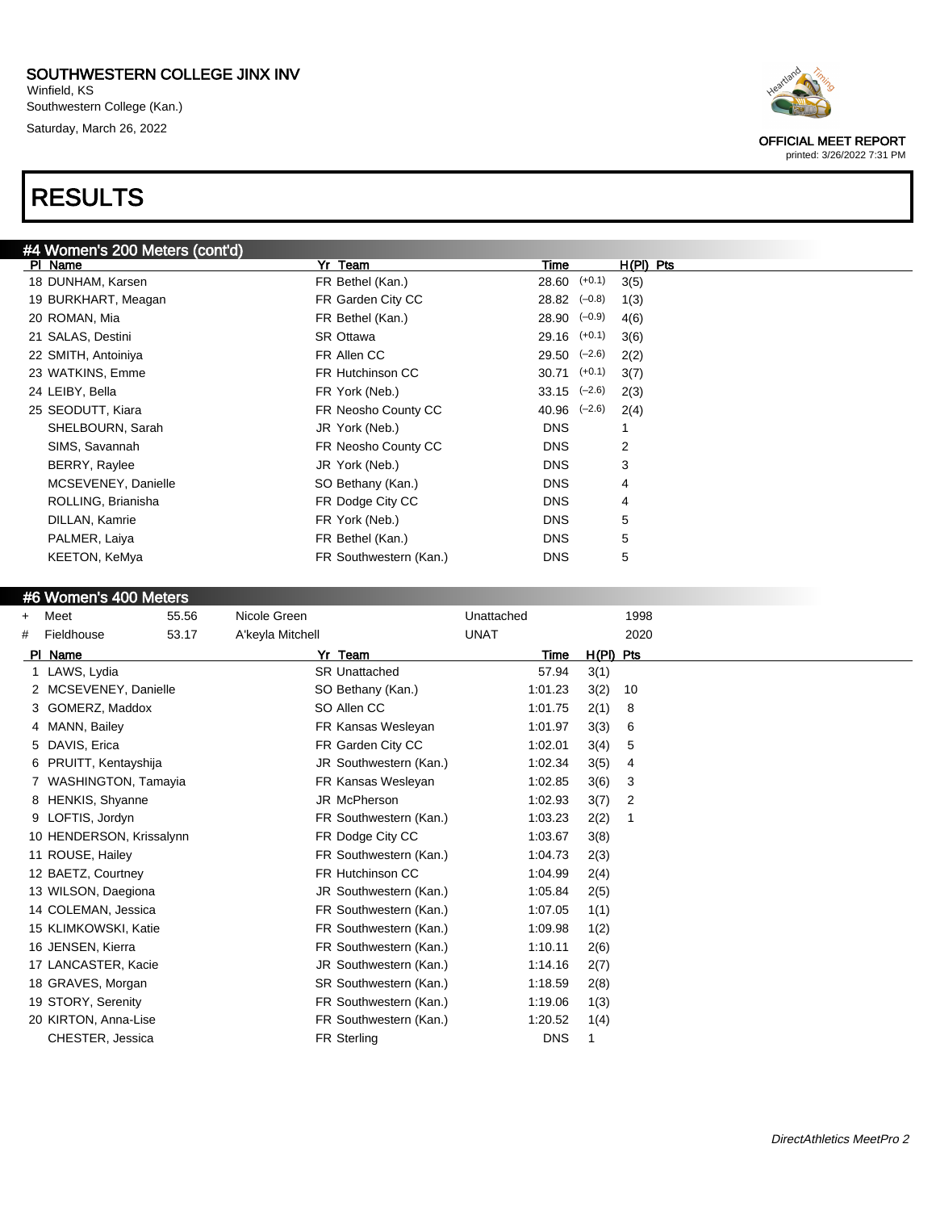## SOUTHWESTERN COLLEGE JINX INV

Winfield, KS
Southwestern College (Kan.)
Saturday, March 26, 2022

OFFICIAL MEET REPORT
printed: 3/26/2022 7:31 PM

# RESULTS

### #4 Women's 200 Meters (cont'd)

| Pl | Name | Yr | Team | Time | Wind | H(Pl) | Pts |
|---|---|---|---|---|---|---|---|
| 18 | DUNHAM, Karsen | FR | Bethel (Kan.) | 28.60 | (+0.1) | 3(5) | |
| 19 | BURKHART, Meagan | FR | Garden City CC | 28.82 | (−0.8) | 1(3) | |
| 20 | ROMAN, Mia | FR | Bethel (Kan.) | 28.90 | (−0.9) | 4(6) | |
| 21 | SALAS, Destini | SR | Ottawa | 29.16 | (+0.1) | 3(6) | |
| 22 | SMITH, Antoiniya | FR | Allen CC | 29.50 | (−2.6) | 2(2) | |
| 23 | WATKINS, Emme | FR | Hutchinson CC | 30.71 | (+0.1) | 3(7) | |
| 24 | LEIBY, Bella | FR | York (Neb.) | 33.15 | (−2.6) | 2(3) | |
| 25 | SEODUTT, Kiara | FR | Neosho County CC | 40.96 | (−2.6) | 2(4) | |
| | SHELBOURN, Sarah | JR | York (Neb.) | DNS | | 1 | |
| | SIMS, Savannah | FR | Neosho County CC | DNS | | 2 | |
| | BERRY, Raylee | JR | York (Neb.) | DNS | | 3 | |
| | MCSEVENEY, Danielle | SO | Bethany (Kan.) | DNS | | 4 | |
| | ROLLING, Brianisha | FR | Dodge City CC | DNS | | 4 | |
| | DILLAN, Kamrie | FR | York (Neb.) | DNS | | 5 | |
| | PALMER, Laiya | FR | Bethel (Kan.) | DNS | | 5 | |
| | KEETON, KeMya | FR | Southwestern (Kan.) | DNS | | 5 | |

### #6 Women's 400 Meters

| | Record | Mark | Name | Team | Year |
|---|---|---|---|---|---|
| + | Meet | 55.56 | Nicole Green | Unattached | 1998 |
| # | Fieldhouse | 53.17 | A'keyla Mitchell | UNAT | 2020 |

| Pl | Name | Yr | Team | Time | H(Pl) | Pts |
|---|---|---|---|---|---|---|
| 1 | LAWS, Lydia | SR | Unattached | 57.94 | 3(1) | |
| 2 | MCSEVENEY, Danielle | SO | Bethany (Kan.) | 1:01.23 | 3(2) | 10 |
| 3 | GOMERZ, Maddox | SO | Allen CC | 1:01.75 | 2(1) | 8 |
| 4 | MANN, Bailey | FR | Kansas Wesleyan | 1:01.97 | 3(3) | 6 |
| 5 | DAVIS, Erica | FR | Garden City CC | 1:02.01 | 3(4) | 5 |
| 6 | PRUITT, Kentayshija | JR | Southwestern (Kan.) | 1:02.34 | 3(5) | 4 |
| 7 | WASHINGTON, Tamayia | FR | Kansas Wesleyan | 1:02.85 | 3(6) | 3 |
| 8 | HENKIS, Shyanne | JR | McPherson | 1:02.93 | 3(7) | 2 |
| 9 | LOFTIS, Jordyn | FR | Southwestern (Kan.) | 1:03.23 | 2(2) | 1 |
| 10 | HENDERSON, Krissalynn | FR | Dodge City CC | 1:03.67 | 3(8) | |
| 11 | ROUSE, Hailey | FR | Southwestern (Kan.) | 1:04.73 | 2(3) | |
| 12 | BAETZ, Courtney | FR | Hutchinson CC | 1:04.99 | 2(4) | |
| 13 | WILSON, Daegiona | JR | Southwestern (Kan.) | 1:05.84 | 2(5) | |
| 14 | COLEMAN, Jessica | FR | Southwestern (Kan.) | 1:07.05 | 1(1) | |
| 15 | KLIMKOWSKI, Katie | FR | Southwestern (Kan.) | 1:09.98 | 1(2) | |
| 16 | JENSEN, Kierra | FR | Southwestern (Kan.) | 1:10.11 | 2(6) | |
| 17 | LANCASTER, Kacie | JR | Southwestern (Kan.) | 1:14.16 | 2(7) | |
| 18 | GRAVES, Morgan | SR | Southwestern (Kan.) | 1:18.59 | 2(8) | |
| 19 | STORY, Serenity | FR | Southwestern (Kan.) | 1:19.06 | 1(3) | |
| 20 | KIRTON, Anna-Lise | FR | Southwestern (Kan.) | 1:20.52 | 1(4) | |
| | CHESTER, Jessica | FR | Sterling | DNS | 1 | |

*DirectAthletics MeetPro 2*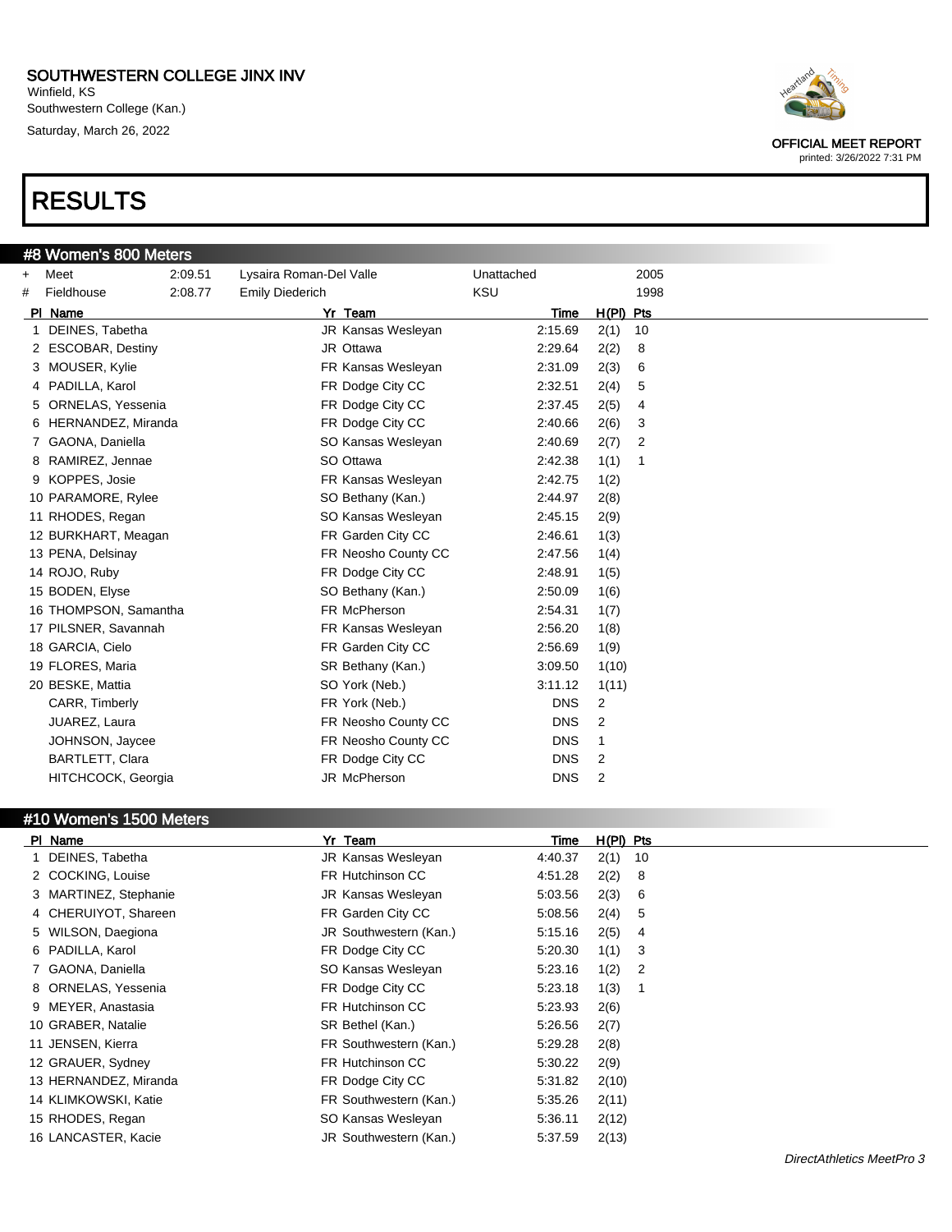SOUTHWESTERN COLLEGE JINX INV
Winfield, KS
Southwestern College (Kan.)
Saturday, March 26, 2022

OFFICIAL MEET REPORT
printed: 3/26/2022 7:31 PM

# RESULTS

## #8 Women's 800 Meters

| | | | | | |
|---|---|---|---|---|---|
| + | Meet | 2:09.51 | Lysaira Roman-Del Valle | Unattached | 2005 |
| # | Fieldhouse | 2:08.77 | Emily Diederich | KSU | 1998 |

| Pl | Name | Yr | Team | Time | H(Pl) | Pts |
|---|---|---|---|---|---|---|
| 1 | DEINES, Tabetha | JR | Kansas Wesleyan | 2:15.69 | 2(1) | 10 |
| 2 | ESCOBAR, Destiny | JR | Ottawa | 2:29.64 | 2(2) | 8 |
| 3 | MOUSER, Kylie | FR | Kansas Wesleyan | 2:31.09 | 2(3) | 6 |
| 4 | PADILLA, Karol | FR | Dodge City CC | 2:32.51 | 2(4) | 5 |
| 5 | ORNELAS, Yessenia | FR | Dodge City CC | 2:37.45 | 2(5) | 4 |
| 6 | HERNANDEZ, Miranda | FR | Dodge City CC | 2:40.66 | 2(6) | 3 |
| 7 | GAONA, Daniella | SO | Kansas Wesleyan | 2:40.69 | 2(7) | 2 |
| 8 | RAMIREZ, Jennae | SO | Ottawa | 2:42.38 | 1(1) | 1 |
| 9 | KOPPES, Josie | FR | Kansas Wesleyan | 2:42.75 | 1(2) | |
| 10 | PARAMORE, Rylee | SO | Bethany (Kan.) | 2:44.97 | 2(8) | |
| 11 | RHODES, Regan | SO | Kansas Wesleyan | 2:45.15 | 2(9) | |
| 12 | BURKHART, Meagan | FR | Garden City CC | 2:46.61 | 1(3) | |
| 13 | PENA, Delsinay | FR | Neosho County CC | 2:47.56 | 1(4) | |
| 14 | ROJO, Ruby | FR | Dodge City CC | 2:48.91 | 1(5) | |
| 15 | BODEN, Elyse | SO | Bethany (Kan.) | 2:50.09 | 1(6) | |
| 16 | THOMPSON, Samantha | FR | McPherson | 2:54.31 | 1(7) | |
| 17 | PILSNER, Savannah | FR | Kansas Wesleyan | 2:56.20 | 1(8) | |
| 18 | GARCIA, Cielo | FR | Garden City CC | 2:56.69 | 1(9) | |
| 19 | FLORES, Maria | SR | Bethany (Kan.) | 3:09.50 | 1(10) | |
| 20 | BESKE, Mattia | SO | York (Neb.) | 3:11.12 | 1(11) | |
| | CARR, Timberly | FR | York (Neb.) | DNS | 2 | |
| | JUAREZ, Laura | FR | Neosho County CC | DNS | 2 | |
| | JOHNSON, Jaycee | FR | Neosho County CC | DNS | 1 | |
| | BARTLETT, Clara | FR | Dodge City CC | DNS | 2 | |
| | HITCHCOCK, Georgia | JR | McPherson | DNS | 2 | |

## #10 Women's 1500 Meters

| Pl | Name | Yr | Team | Time | H(Pl) | Pts |
|---|---|---|---|---|---|---|
| 1 | DEINES, Tabetha | JR | Kansas Wesleyan | 4:40.37 | 2(1) | 10 |
| 2 | COCKING, Louise | FR | Hutchinson CC | 4:51.28 | 2(2) | 8 |
| 3 | MARTINEZ, Stephanie | JR | Kansas Wesleyan | 5:03.56 | 2(3) | 6 |
| 4 | CHERUIYOT, Shareen | FR | Garden City CC | 5:08.56 | 2(4) | 5 |
| 5 | WILSON, Daegiona | JR | Southwestern (Kan.) | 5:15.16 | 2(5) | 4 |
| 6 | PADILLA, Karol | FR | Dodge City CC | 5:20.30 | 1(1) | 3 |
| 7 | GAONA, Daniella | SO | Kansas Wesleyan | 5:23.16 | 1(2) | 2 |
| 8 | ORNELAS, Yessenia | FR | Dodge City CC | 5:23.18 | 1(3) | 1 |
| 9 | MEYER, Anastasia | FR | Hutchinson CC | 5:23.93 | 2(6) | |
| 10 | GRABER, Natalie | SR | Bethel (Kan.) | 5:26.56 | 2(7) | |
| 11 | JENSEN, Kierra | FR | Southwestern (Kan.) | 5:29.28 | 2(8) | |
| 12 | GRAUER, Sydney | FR | Hutchinson CC | 5:30.22 | 2(9) | |
| 13 | HERNANDEZ, Miranda | FR | Dodge City CC | 5:31.82 | 2(10) | |
| 14 | KLIMKOWSKI, Katie | FR | Southwestern (Kan.) | 5:35.26 | 2(11) | |
| 15 | RHODES, Regan | SO | Kansas Wesleyan | 5:36.11 | 2(12) | |
| 16 | LANCASTER, Kacie | JR | Southwestern (Kan.) | 5:37.59 | 2(13) | |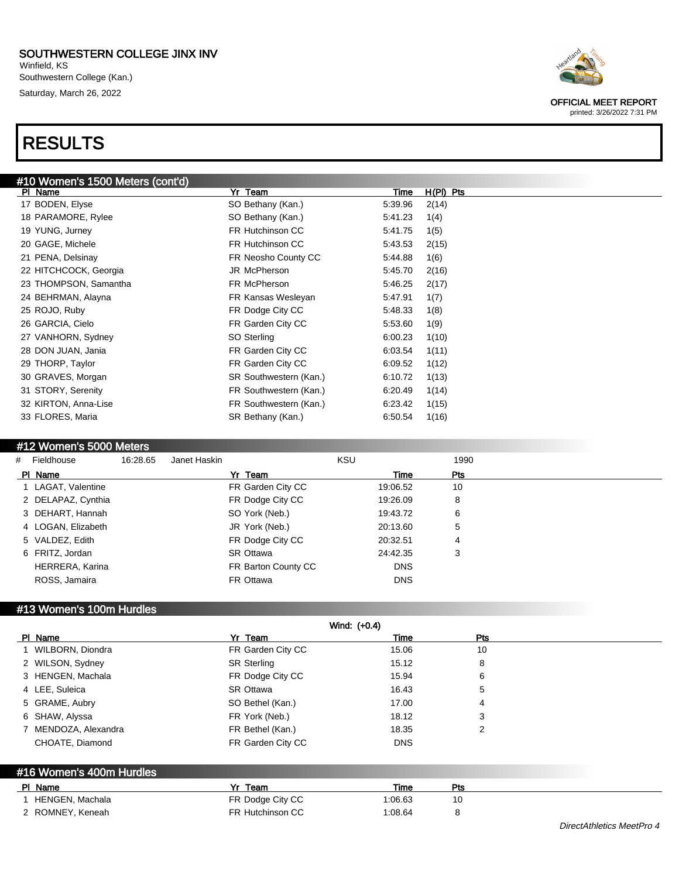# SOUTHWESTERN COLLEGE JINX INV

Winfield, KS
Southwestern College (Kan.)
Saturday, March 26, 2022

OFFICIAL MEET REPORT
printed: 3/26/2022 7:31 PM

# RESULTS

## #10 Women's 1500 Meters (cont'd)

| Pl | Name | Yr | Team | Time | H(Pl) | Pts |
|---|---|---|---|---|---|---|
| 17 | BODEN, Elyse | SO | Bethany (Kan.) | 5:39.96 | 2(14) | |
| 18 | PARAMORE, Rylee | SO | Bethany (Kan.) | 5:41.23 | 1(4) | |
| 19 | YUNG, Jurney | FR | Hutchinson CC | 5:41.75 | 1(5) | |
| 20 | GAGE, Michele | FR | Hutchinson CC | 5:43.53 | 2(15) | |
| 21 | PENA, Delsinay | FR | Neosho County CC | 5:44.88 | 1(6) | |
| 22 | HITCHCOCK, Georgia | JR | McPherson | 5:45.70 | 2(16) | |
| 23 | THOMPSON, Samantha | FR | McPherson | 5:46.25 | 2(17) | |
| 24 | BEHRMAN, Alayna | FR | Kansas Wesleyan | 5:47.91 | 1(7) | |
| 25 | ROJO, Ruby | FR | Dodge City CC | 5:48.33 | 1(8) | |
| 26 | GARCIA, Cielo | FR | Garden City CC | 5:53.60 | 1(9) | |
| 27 | VANHORN, Sydney | SO | Sterling | 6:00.23 | 1(10) | |
| 28 | DON JUAN, Jania | FR | Garden City CC | 6:03.54 | 1(11) | |
| 29 | THORP, Taylor | FR | Garden City CC | 6:09.52 | 1(12) | |
| 30 | GRAVES, Morgan | SR | Southwestern (Kan.) | 6:10.72 | 1(13) | |
| 31 | STORY, Serenity | FR | Southwestern (Kan.) | 6:20.49 | 1(14) | |
| 32 | KIRTON, Anna-Lise | FR | Southwestern (Kan.) | 6:23.42 | 1(15) | |
| 33 | FLORES, Maria | SR | Bethany (Kan.) | 6:50.54 | 1(16) | |

## #12 Women's 5000 Meters

# Fieldhouse 16:28.65 Janet Haskin KSU 1990

| Pl | Name | Yr | Team | Time | Pts |
|---|---|---|---|---|---|
| 1 | LAGAT, Valentine | FR | Garden City CC | 19:06.52 | 10 |
| 2 | DELAPAZ, Cynthia | FR | Dodge City CC | 19:26.09 | 8 |
| 3 | DEHART, Hannah | SO | York (Neb.) | 19:43.72 | 6 |
| 4 | LOGAN, Elizabeth | JR | York (Neb.) | 20:13.60 | 5 |
| 5 | VALDEZ, Edith | FR | Dodge City CC | 20:32.51 | 4 |
| 6 | FRITZ, Jordan | SR | Ottawa | 24:42.35 | 3 |
| | HERRERA, Karina | FR | Barton County CC | DNS | |
| | ROSS, Jamaira | FR | Ottawa | DNS | |

## #13 Women's 100m Hurdles

Wind: (+0.4)

| Pl | Name | Yr | Team | Time | Pts |
|---|---|---|---|---|---|
| 1 | WILBORN, Diondra | FR | Garden City CC | 15.06 | 10 |
| 2 | WILSON, Sydney | SR | Sterling | 15.12 | 8 |
| 3 | HENGEN, Machala | FR | Dodge City CC | 15.94 | 6 |
| 4 | LEE, Suleica | SR | Ottawa | 16.43 | 5 |
| 5 | GRAME, Aubry | SO | Bethel (Kan.) | 17.00 | 4 |
| 6 | SHAW, Alyssa | FR | York (Neb.) | 18.12 | 3 |
| 7 | MENDOZA, Alexandra | FR | Bethel (Kan.) | 18.35 | 2 |
| | CHOATE, Diamond | FR | Garden City CC | DNS | |

## #16 Women's 400m Hurdles

| Pl | Name | Yr | Team | Time | Pts |
|---|---|---|---|---|---|
| 1 | HENGEN, Machala | FR | Dodge City CC | 1:06.63 | 10 |
| 2 | ROMNEY, Keneah | FR | Hutchinson CC | 1:08.64 | 8 |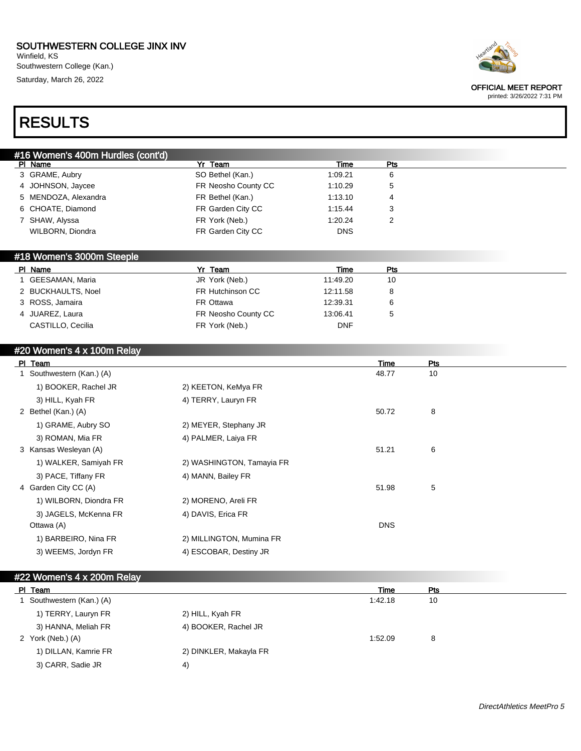# SOUTHWESTERN COLLEGE JINX INV

Winfield, KS
Southwestern College (Kan.)
Saturday, March 26, 2022

OFFICIAL MEET REPORT
printed: 3/26/2022 7:31 PM

# RESULTS

## #16 Women's 400m Hurdles (cont'd)

| Pl | Name | Yr | Team | Time | Pts |
|---|---|---|---|---|---|
| 3 | GRAME, Aubry | SO | Bethel (Kan.) | 1:09.21 | 6 |
| 4 | JOHNSON, Jaycee | FR | Neosho County CC | 1:10.29 | 5 |
| 5 | MENDOZA, Alexandra | FR | Bethel (Kan.) | 1:13.10 | 4 |
| 6 | CHOATE, Diamond | FR | Garden City CC | 1:15.44 | 3 |
| 7 | SHAW, Alyssa | FR | York (Neb.) | 1:20.24 | 2 |
| | WILBORN, Diondra | FR | Garden City CC | DNS | |

## #18 Women's 3000m Steeple

| Pl | Name | Yr | Team | Time | Pts |
|---|---|---|---|---|---|
| 1 | GEESAMAN, Maria | JR | York (Neb.) | 11:49.20 | 10 |
| 2 | BUCKHAULTS, Noel | FR | Hutchinson CC | 12:11.58 | 8 |
| 3 | ROSS, Jamaira | FR | Ottawa | 12:39.31 | 6 |
| 4 | JUAREZ, Laura | FR | Neosho County CC | 13:06.41 | 5 |
| | CASTILLO, Cecilia | FR | York (Neb.) | DNF | |

## #20 Women's 4 x 100m Relay

| Pl | Team | | Time | Pts |
|---|---|---|---|---|
| 1 | Southwestern (Kan.) (A) | | 48.77 | 10 |
| | 1) BOOKER, Rachel JR | 2) KEETON, KeMya FR | | |
| | 3) HILL, Kyah FR | 4) TERRY, Lauryn FR | | |
| 2 | Bethel (Kan.) (A) | | 50.72 | 8 |
| | 1) GRAME, Aubry SO | 2) MEYER, Stephany JR | | |
| | 3) ROMAN, Mia FR | 4) PALMER, Laiya FR | | |
| 3 | Kansas Wesleyan (A) | | 51.21 | 6 |
| | 1) WALKER, Samiyah FR | 2) WASHINGTON, Tamayia FR | | |
| | 3) PACE, Tiffany FR | 4) MANN, Bailey FR | | |
| 4 | Garden City CC (A) | | 51.98 | 5 |
| | 1) WILBORN, Diondra FR | 2) MORENO, Areli FR | | |
| | 3) JAGELS, McKenna FR | 4) DAVIS, Erica FR | | |
| | Ottawa (A) | | DNS | |
| | 1) BARBEIRO, Nina FR | 2) MILLINGTON, Mumina FR | | |
| | 3) WEEMS, Jordyn FR | 4) ESCOBAR, Destiny JR | | |

## #22 Women's 4 x 200m Relay

| Pl | Team | | Time | Pts |
|---|---|---|---|---|
| 1 | Southwestern (Kan.) (A) | | 1:42.18 | 10 |
| | 1) TERRY, Lauryn FR | 2) HILL, Kyah FR | | |
| | 3) HANNA, Meliah FR | 4) BOOKER, Rachel JR | | |
| 2 | York (Neb.) (A) | | 1:52.09 | 8 |
| | 1) DILLAN, Kamrie FR | 2) DINKLER, Makayla FR | | |
| | 3) CARR, Sadie JR | 4) | | |

*DirectAthletics MeetPro 5*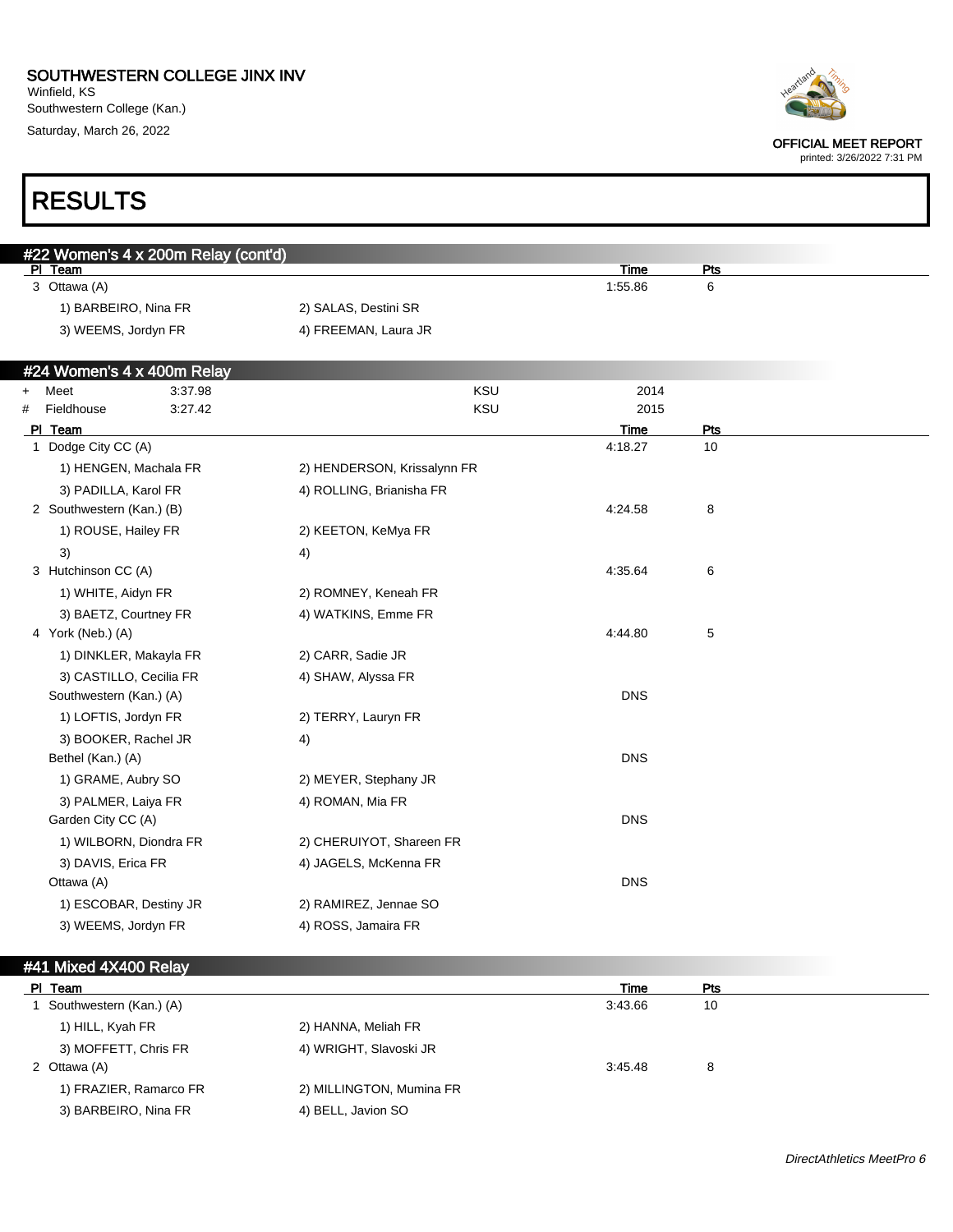# RESULTS

## #22 Women's 4 x 200m Relay (cont'd)

| Pl | Team | | Time | Pts |
|---|---|---|---|---|
| 3 | Ottawa (A) | | 1:55.86 | 6 |
| | 1) BARBEIRO, Nina FR | 2) SALAS, Destini SR | | |
| | 3) WEEMS, Jordyn FR | 4) FREEMAN, Laura JR | | |

## #24 Women's 4 x 400m Relay

| | | | | |
|---|---|---|---|---|
| + | Meet | 3:37.98 | KSU | 2014 |
| # | Fieldhouse | 3:27.42 | KSU | 2015 |

| Pl | Team | | Time | Pts |
|---|---|---|---|---|
| 1 | Dodge City CC (A) | | 4:18.27 | 10 |
| | 1) HENGEN, Machala FR | 2) HENDERSON, Krissalynn FR | | |
| | 3) PADILLA, Karol FR | 4) ROLLING, Brianisha FR | | |
| 2 | Southwestern (Kan.) (B) | | 4:24.58 | 8 |
| | 1) ROUSE, Hailey FR | 2) KEETON, KeMya FR | | |
| | 3) | 4) | | |
| 3 | Hutchinson CC (A) | | 4:35.64 | 6 |
| | 1) WHITE, Aidyn FR | 2) ROMNEY, Keneah FR | | |
| | 3) BAETZ, Courtney FR | 4) WATKINS, Emme FR | | |
| 4 | York (Neb.) (A) | | 4:44.80 | 5 |
| | 1) DINKLER, Makayla FR | 2) CARR, Sadie JR | | |
| | 3) CASTILLO, Cecilia FR | 4) SHAW, Alyssa FR | | |
| | Southwestern (Kan.) (A) | | DNS | |
| | 1) LOFTIS, Jordyn FR | 2) TERRY, Lauryn FR | | |
| | 3) BOOKER, Rachel JR | 4) | | |
| | Bethel (Kan.) (A) | | DNS | |
| | 1) GRAME, Aubry SO | 2) MEYER, Stephany JR | | |
| | 3) PALMER, Laiya FR | 4) ROMAN, Mia FR | | |
| | Garden City CC (A) | | DNS | |
| | 1) WILBORN, Diondra FR | 2) CHERUIYOT, Shareen FR | | |
| | 3) DAVIS, Erica FR | 4) JAGELS, McKenna FR | | |
| | Ottawa (A) | | DNS | |
| | 1) ESCOBAR, Destiny JR | 2) RAMIREZ, Jennae SO | | |
| | 3) WEEMS, Jordyn FR | 4) ROSS, Jamaira FR | | |

## #41 Mixed 4X400 Relay

| Pl | Team | | Time | Pts |
|---|---|---|---|---|
| 1 | Southwestern (Kan.) (A) | | 3:43.66 | 10 |
| | 1) HILL, Kyah FR | 2) HANNA, Meliah FR | | |
| | 3) MOFFETT, Chris FR | 4) WRIGHT, Slavoski JR | | |
| 2 | Ottawa (A) | | 3:45.48 | 8 |
| | 1) FRAZIER, Ramarco FR | 2) MILLINGTON, Mumina FR | | |
| | 3) BARBEIRO, Nina FR | 4) BELL, Javion SO | | |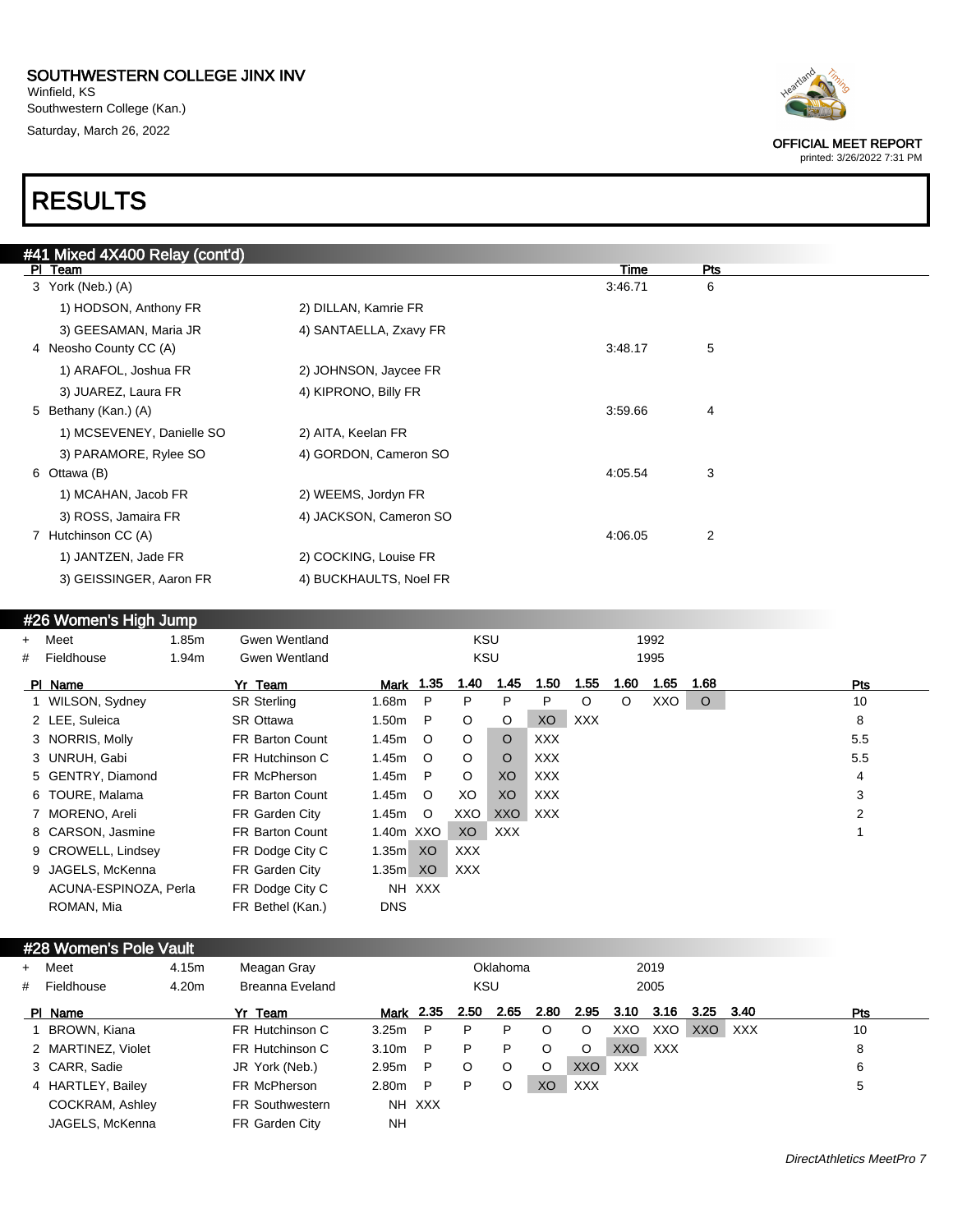# SOUTHWESTERN COLLEGE JINX INV

Winfield, KS
Southwestern College (Kan.)
Saturday, March 26, 2022

OFFICIAL MEET REPORT
printed: 3/26/2022 7:31 PM

# RESULTS

## #41 Mixed 4X400 Relay (cont'd)

| Pl | Team | | | Time | Pts |
|---|---|---|---|---|---|
| 3 | York (Neb.) (A) | | | 3:46.71 | 6 |
| | 1) HODSON, Anthony FR | 2) DILLAN, Kamrie FR | | | |
| | 3) GEESAMAN, Maria JR | 4) SANTAELLA, Zxavy FR | | | |
| 4 | Neosho County CC (A) | | | 3:48.17 | 5 |
| | 1) ARAFOL, Joshua FR | 2) JOHNSON, Jaycee FR | | | |
| | 3) JUAREZ, Laura FR | 4) KIPRONO, Billy FR | | | |
| 5 | Bethany (Kan.) (A) | | | 3:59.66 | 4 |
| | 1) MCSEVENEY, Danielle SO | 2) AITA, Keelan FR | | | |
| | 3) PARAMORE, Rylee SO | 4) GORDON, Cameron SO | | | |
| 6 | Ottawa (B) | | | 4:05.54 | 3 |
| | 1) MCAHAN, Jacob FR | 2) WEEMS, Jordyn FR | | | |
| | 3) ROSS, Jamaira FR | 4) JACKSON, Cameron SO | | | |
| 7 | Hutchinson CC (A) | | | 4:06.05 | 2 |
| | 1) JANTZEN, Jade FR | 2) COCKING, Louise FR | | | |
| | 3) GEISSINGER, Aaron FR | 4) BUCKHAULTS, Noel FR | | | |

## #26 Women's High Jump

| | | | | | |
|---|---|---|---|---|---|
| + | Meet | 1.85m | Gwen Wentland | KSU | 1992 |
| # | Fieldhouse | 1.94m | Gwen Wentland | KSU | 1995 |

| Pl | Name | Yr | Team | Mark | 1.35 | 1.40 | 1.45 | 1.50 | 1.55 | 1.60 | 1.65 | 1.68 | Pts |
|---|---|---|---|---|---|---|---|---|---|---|---|---|---|
| 1 | WILSON, Sydney | SR | Sterling | 1.68m | P | P | P | P | O | O | XXO | O | 10 |
| 2 | LEE, Suleica | SR | Ottawa | 1.50m | P | O | O | XO | XXX | | | | 8 |
| 3 | NORRIS, Molly | FR | Barton Count | 1.45m | O | O | O | XXX | | | | | 5.5 |
| 3 | UNRUH, Gabi | FR | Hutchinson C | 1.45m | O | O | O | XXX | | | | | 5.5 |
| 5 | GENTRY, Diamond | FR | McPherson | 1.45m | P | O | XO | XXX | | | | | 4 |
| 6 | TOURE, Malama | FR | Barton Count | 1.45m | O | XO | XO | XXX | | | | | 3 |
| 7 | MORENO, Areli | FR | Garden City | 1.45m | O | XXO | XXO | XXX | | | | | 2 |
| 8 | CARSON, Jasmine | FR | Barton Count | 1.40m | XXO | XO | XXX | | | | | | 1 |
| 9 | CROWELL, Lindsey | FR | Dodge City C | 1.35m | XO | XXX | | | | | | | |
| 9 | JAGELS, McKenna | FR | Garden City | 1.35m | XO | XXX | | | | | | | |
| | ACUNA-ESPINOZA, Perla | FR | Dodge City C | NH | XXX | | | | | | | | |
| | ROMAN, Mia | FR | Bethel (Kan.) | DNS | | | | | | | | | |

## #28 Women's Pole Vault

| | | | | | |
|---|---|---|---|---|---|
| + | Meet | 4.15m | Meagan Gray | Oklahoma | 2019 |
| # | Fieldhouse | 4.20m | Breanna Eveland | KSU | 2005 |

| Pl | Name | Yr | Team | Mark | 2.35 | 2.50 | 2.65 | 2.80 | 2.95 | 3.10 | 3.16 | 3.25 | 3.40 | Pts |
|---|---|---|---|---|---|---|---|---|---|---|---|---|---|---|
| 1 | BROWN, Kiana | FR | Hutchinson C | 3.25m | P | P | P | O | O | XXO | XXO | XXO | XXX | 10 |
| 2 | MARTINEZ, Violet | FR | Hutchinson C | 3.10m | P | P | P | O | O | XXO | XXX | | | 8 |
| 3 | CARR, Sadie | JR | York (Neb.) | 2.95m | P | O | O | O | XXO | XXX | | | | 6 |
| 4 | HARTLEY, Bailey | FR | McPherson | 2.80m | P | P | O | XO | XXX | | | | | 5 |
| | COCKRAM, Ashley | FR | Southwestern | NH | XXX | | | | | | | | | |
| | JAGELS, McKenna | FR | Garden City | NH | | | | | | | | | | |

*DirectAthletics MeetPro 7*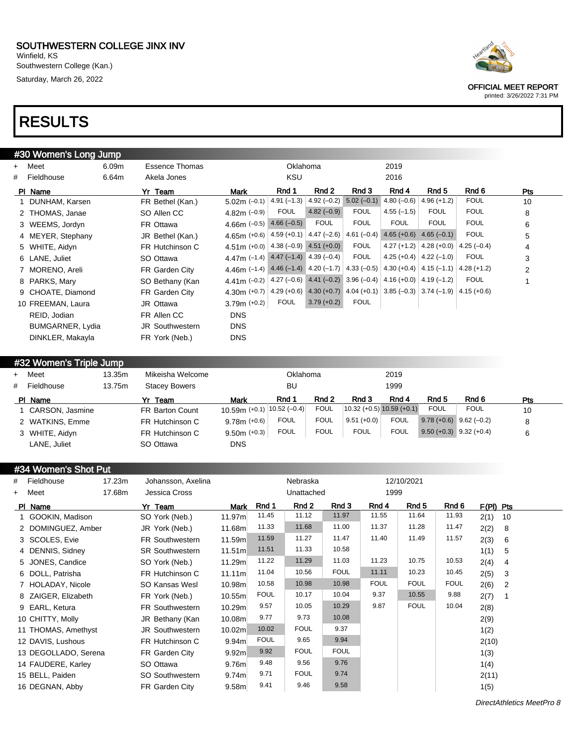SOUTHWESTERN COLLEGE JINX INV
Winfield, KS
Southwestern College (Kan.)
Saturday, March 26, 2022

OFFICIAL MEET REPORT
printed: 3/26/2022 7:31 PM

# RESULTS

## #30 Women's Long Jump

| | | | | | |
|---|---|---|---|---|---|
| + | Meet | 6.09m | Essence Thomas | Oklahoma | 2019 |
| # | Fieldhouse | 6.64m | Akela Jones | KSU | 2016 |

| Pl | Name | Yr | Team | Mark | Rnd 1 | Rnd 2 | Rnd 3 | Rnd 4 | Rnd 5 | Rnd 6 | Pts |
|---|---|---|---|---|---|---|---|---|---|---|---|
| 1 | DUNHAM, Karsen | FR | Bethel (Kan.) | 5.02m (–0.1) | 4.91 (–1.3) | 4.92 (–0.2) | 5.02 (–0.1) | 4.80 (–0.6) | 4.96 (+1.2) | FOUL | 10 |
| 2 | THOMAS, Janae | SO | Allen CC | 4.82m (–0.9) | FOUL | 4.82 (–0.9) | FOUL | 4.55 (–1.5) | FOUL | FOUL | 8 |
| 3 | WEEMS, Jordyn | FR | Ottawa | 4.66m (–0.5) | 4.66 (–0.5) | FOUL | FOUL | FOUL | FOUL | FOUL | 6 |
| 4 | MEYER, Stephany | JR | Bethel (Kan.) | 4.65m (+0.6) | 4.59 (+0.1) | 4.47 (–2.6) | 4.61 (–0.4) | 4.65 (+0.6) | 4.65 (–0.1) | FOUL | 5 |
| 5 | WHITE, Aidyn | FR | Hutchinson C | 4.51m (+0.0) | 4.38 (–0.9) | 4.51 (+0.0) | FOUL | 4.27 (+1.2) | 4.28 (+0.0) | 4.25 (–0.4) | 4 |
| 6 | LANE, Juliet | SO | Ottawa | 4.47m (–1.4) | 4.47 (–1.4) | 4.39 (–0.4) | FOUL | 4.25 (+0.4) | 4.22 (–1.0) | FOUL | 3 |
| 7 | MORENO, Areli | FR | Garden City | 4.46m (–1.4) | 4.46 (–1.4) | 4.20 (–1.7) | 4.33 (–0.5) | 4.30 (+0.4) | 4.15 (–1.1) | 4.28 (+1.2) | 2 |
| 8 | PARKS, Mary | SO | Bethany (Kan | 4.41m (–0.2) | 4.27 (–0.6) | 4.41 (–0.2) | 3.96 (–0.4) | 4.16 (+0.0) | 4.19 (–1.2) | FOUL | 1 |
| 9 | CHOATE, Diamond | FR | Garden City | 4.30m (+0.7) | 4.29 (+0.6) | 4.30 (+0.7) | 4.04 (+0.1) | 3.85 (–0.3) | 3.74 (–1.9) | 4.15 (+0.6) | |
| 10 | FREEMAN, Laura | JR | Ottawa | 3.79m (+0.2) | FOUL | 3.79 (+0.2) | FOUL | | | | |
| | REID, Jodian | FR | Allen CC | DNS | | | | | | | |
| | BUMGARNER, Lydia | JR | Southwestern | DNS | | | | | | | |
| | DINKLER, Makayla | FR | York (Neb.) | DNS | | | | | | | |

## #32 Women's Triple Jump

| | | | | | |
|---|---|---|---|---|---|
| + | Meet | 13.35m | Mikeisha Welcome | Oklahoma | 2019 |
| # | Fieldhouse | 13.75m | Stacey Bowers | BU | 1999 |

| Pl | Name | Yr | Team | Mark | Rnd 1 | Rnd 2 | Rnd 3 | Rnd 4 | Rnd 5 | Rnd 6 | Pts |
|---|---|---|---|---|---|---|---|---|---|---|---|
| 1 | CARSON, Jasmine | FR | Barton Count | 10.59m (+0.1) | 10.52 (–0.4) | FOUL | 10.32 (+0.5) | 10.59 (+0.1) | FOUL | FOUL | 10 |
| 2 | WATKINS, Emme | FR | Hutchinson C | 9.78m (+0.6) | FOUL | FOUL | 9.51 (+0.0) | FOUL | 9.78 (+0.6) | 9.62 (–0.2) | 8 |
| 3 | WHITE, Aidyn | FR | Hutchinson C | 9.50m (+0.3) | FOUL | FOUL | FOUL | FOUL | 9.50 (+0.3) | 9.32 (+0.4) | 6 |
| | LANE, Juliet | SO | Ottawa | DNS | | | | | | | |

## #34 Women's Shot Put

| | | | | | |
|---|---|---|---|---|---|
| # | Fieldhouse | 17.23m | Johansson, Axelina | Nebraska | 12/10/2021 |
| + | Meet | 17.68m | Jessica Cross | Unattached | 1999 |

| Pl | Name | Yr | Team | Mark | Rnd 1 | Rnd 2 | Rnd 3 | Rnd 4 | Rnd 5 | Rnd 6 | F(Pl) | Pts |
|---|---|---|---|---|---|---|---|---|---|---|---|---|
| 1 | GOOKIN, Madison | SO | York (Neb.) | 11.97m | 11.45 | 11.12 | 11.97 | 11.55 | 11.64 | 11.93 | 2(1) | 10 |
| 2 | DOMINGUEZ, Amber | JR | York (Neb.) | 11.68m | 11.33 | 11.68 | 11.00 | 11.37 | 11.28 | 11.47 | 2(2) | 8 |
| 3 | SCOLES, Evie | FR | Southwestern | 11.59m | 11.59 | 11.27 | 11.47 | 11.40 | 11.49 | 11.57 | 2(3) | 6 |
| 4 | DENNIS, Sidney | SR | Southwestern | 11.51m | 11.51 | 11.33 | 10.58 | | | | 1(1) | 5 |
| 5 | JONES, Candice | SO | York (Neb.) | 11.29m | 11.22 | 11.29 | 11.03 | 11.23 | 10.75 | 10.53 | 2(4) | 4 |
| 6 | DOLL, Patrisha | FR | Hutchinson C | 11.11m | 11.04 | 10.56 | FOUL | 11.11 | 10.23 | 10.45 | 2(5) | 3 |
| 7 | HOLADAY, Nicole | SO | Kansas Wesl | 10.98m | 10.58 | 10.98 | 10.98 | FOUL | FOUL | FOUL | 2(6) | 2 |
| 8 | ZAIGER, Elizabeth | FR | York (Neb.) | 10.55m | FOUL | 10.17 | 10.04 | 9.37 | 10.55 | 9.88 | 2(7) | 1 |
| 9 | EARL, Ketura | FR | Southwestern | 10.29m | 9.57 | 10.05 | 10.29 | 9.87 | FOUL | 10.04 | 2(8) | |
| 10 | CHITTY, Molly | JR | Bethany (Kan | 10.08m | 9.77 | 9.73 | 10.08 | | | | 2(9) | |
| 11 | THOMAS, Amethyst | JR | Southwestern | 10.02m | 10.02 | FOUL | 9.37 | | | | 1(2) | |
| 12 | DAVIS, Lushous | FR | Hutchinson C | 9.94m | FOUL | 9.65 | 9.94 | | | | 2(10) | |
| 13 | DEGOLLADO, Serena | FR | Garden City | 9.92m | 9.92 | FOUL | FOUL | | | | 1(3) | |
| 14 | FAUDERE, Karley | SO | Ottawa | 9.76m | 9.48 | 9.56 | 9.76 | | | | 1(4) | |
| 15 | BELL, Paiden | SO | Southwestern | 9.74m | 9.71 | FOUL | 9.74 | | | | 2(11) | |
| 16 | DEGNAN, Abby | FR | Garden City | 9.58m | 9.41 | 9.46 | 9.58 | | | | 1(5) | |

*DirectAthletics MeetPro 8*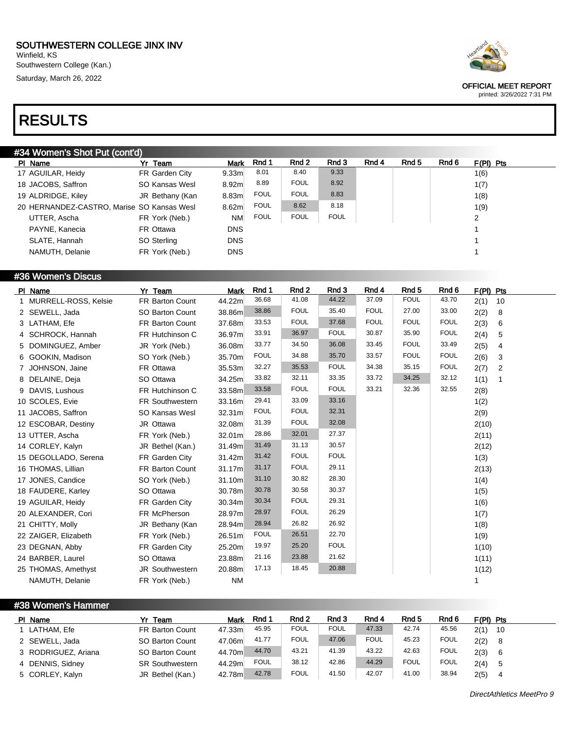SOUTHWESTERN COLLEGE JINX INV
Winfield, KS
Southwestern College (Kan.)
Saturday, March 26, 2022

OFFICIAL MEET REPORT
printed: 3/26/2022 7:31 PM

# RESULTS

## #34 Women's Shot Put (cont'd)

| Pl | Name | Yr | Team | Mark | Rnd 1 | Rnd 2 | Rnd 3 | Rnd 4 | Rnd 5 | Rnd 6 | F(Pl) | Pts |
|---|---|---|---|---|---|---|---|---|---|---|---|---|
| 17 | AGUILAR, Heidy | FR | Garden City | 9.33m | 8.01 | 8.40 | 9.33 | | | | 1(6) | |
| 18 | JACOBS, Saffron | SO | Kansas Wesl | 8.92m | 8.89 | FOUL | 8.92 | | | | 1(7) | |
| 19 | ALDRIDGE, Kiley | JR | Bethany (Kan | 8.83m | FOUL | FOUL | 8.83 | | | | 1(8) | |
| 20 | HERNANDEZ-CASTRO, Marise | SO | Kansas Wesl | 8.62m | FOUL | 8.62 | 8.18 | | | | 1(9) | |
| | UTTER, Ascha | FR | York (Neb.) | NM | FOUL | FOUL | FOUL | | | | 2 | |
| | PAYNE, Kanecia | FR | Ottawa | DNS | | | | | | | 1 | |
| | SLATE, Hannah | SO | Sterling | DNS | | | | | | | 1 | |
| | NAMUTH, Delanie | FR | York (Neb.) | DNS | | | | | | | 1 | |

## #36 Women's Discus

| Pl | Name | Yr | Team | Mark | Rnd 1 | Rnd 2 | Rnd 3 | Rnd 4 | Rnd 5 | Rnd 6 | F(Pl) | Pts |
|---|---|---|---|---|---|---|---|---|---|---|---|---|
| 1 | MURRELL-ROSS, Kelsie | FR | Barton Count | 44.22m | 36.68 | 41.08 | 44.22 | 37.09 | FOUL | 43.70 | 2(1) | 10 |
| 2 | SEWELL, Jada | SO | Barton Count | 38.86m | 38.86 | FOUL | 35.40 | FOUL | 27.00 | 33.00 | 2(2) | 8 |
| 3 | LATHAM, Efe | FR | Barton Count | 37.68m | 33.53 | FOUL | 37.68 | FOUL | FOUL | FOUL | 2(3) | 6 |
| 4 | SCHROCK, Hannah | FR | Hutchinson C | 36.97m | 33.91 | 36.97 | FOUL | 30.87 | 35.90 | FOUL | 2(4) | 5 |
| 5 | DOMINGUEZ, Amber | JR | York (Neb.) | 36.08m | 33.77 | 34.50 | 36.08 | 33.45 | FOUL | 33.49 | 2(5) | 4 |
| 6 | GOOKIN, Madison | SO | York (Neb.) | 35.70m | FOUL | 34.88 | 35.70 | 33.57 | FOUL | FOUL | 2(6) | 3 |
| 7 | JOHNSON, Jaine | FR | Ottawa | 35.53m | 32.27 | 35.53 | FOUL | 34.38 | 35.15 | FOUL | 2(7) | 2 |
| 8 | DELAINE, Deja | SO | Ottawa | 34.25m | 33.82 | 32.11 | 33.35 | 33.72 | 34.25 | 32.12 | 1(1) | 1 |
| 9 | DAVIS, Lushous | FR | Hutchinson C | 33.58m | 33.58 | FOUL | FOUL | 33.21 | 32.36 | 32.55 | 2(8) | |
| 10 | SCOLES, Evie | FR | Southwestern | 33.16m | 29.41 | 33.09 | 33.16 | | | | 1(2) | |
| 11 | JACOBS, Saffron | SO | Kansas Wesl | 32.31m | FOUL | FOUL | 32.31 | | | | 2(9) | |
| 12 | ESCOBAR, Destiny | JR | Ottawa | 32.08m | 31.39 | FOUL | 32.08 | | | | 2(10) | |
| 13 | UTTER, Ascha | FR | York (Neb.) | 32.01m | 28.86 | 32.01 | 27.37 | | | | 2(11) | |
| 14 | CORLEY, Kalyn | JR | Bethel (Kan.) | 31.49m | 31.49 | 31.13 | 30.57 | | | | 2(12) | |
| 15 | DEGOLLADO, Serena | FR | Garden City | 31.42m | 31.42 | FOUL | FOUL | | | | 1(3) | |
| 16 | THOMAS, Lillian | FR | Barton Count | 31.17m | 31.17 | FOUL | 29.11 | | | | 2(13) | |
| 17 | JONES, Candice | SO | York (Neb.) | 31.10m | 31.10 | 30.82 | 28.30 | | | | 1(4) | |
| 18 | FAUDERE, Karley | SO | Ottawa | 30.78m | 30.78 | 30.58 | 30.37 | | | | 1(5) | |
| 19 | AGUILAR, Heidy | FR | Garden City | 30.34m | 30.34 | FOUL | 29.31 | | | | 1(6) | |
| 20 | ALEXANDER, Cori | FR | McPherson | 28.97m | 28.97 | FOUL | 26.29 | | | | 1(7) | |
| 21 | CHITTY, Molly | JR | Bethany (Kan | 28.94m | 28.94 | 26.82 | 26.92 | | | | 1(8) | |
| 22 | ZAIGER, Elizabeth | FR | York (Neb.) | 26.51m | FOUL | 26.51 | 22.70 | | | | 1(9) | |
| 23 | DEGNAN, Abby | FR | Garden City | 25.20m | 19.97 | 25.20 | FOUL | | | | 1(10) | |
| 24 | BARBER, Laurel | SO | Ottawa | 23.88m | 21.16 | 23.88 | 21.62 | | | | 1(11) | |
| 25 | THOMAS, Amethyst | JR | Southwestern | 20.88m | 17.13 | 18.45 | 20.88 | | | | 1(12) | |
| | NAMUTH, Delanie | FR | York (Neb.) | NM | | | | | | | 1 | |

## #38 Women's Hammer

| Pl | Name | Yr | Team | Mark | Rnd 1 | Rnd 2 | Rnd 3 | Rnd 4 | Rnd 5 | Rnd 6 | F(Pl) | Pts |
|---|---|---|---|---|---|---|---|---|---|---|---|---|
| 1 | LATHAM, Efe | FR | Barton Count | 47.33m | 45.95 | FOUL | FOUL | 47.33 | 42.74 | 45.56 | 2(1) | 10 |
| 2 | SEWELL, Jada | SO | Barton Count | 47.06m | 41.77 | FOUL | 47.06 | FOUL | 45.23 | FOUL | 2(2) | 8 |
| 3 | RODRIGUEZ, Ariana | SO | Barton Count | 44.70m | 44.70 | 43.21 | 41.39 | 43.22 | 42.63 | FOUL | 2(3) | 6 |
| 4 | DENNIS, Sidney | SR | Southwestern | 44.29m | FOUL | 38.12 | 42.86 | 44.29 | FOUL | FOUL | 2(4) | 5 |
| 5 | CORLEY, Kalyn | JR | Bethel (Kan.) | 42.78m | 42.78 | FOUL | 41.50 | 42.07 | 41.00 | 38.94 | 2(5) | 4 |

*DirectAthletics MeetPro 9*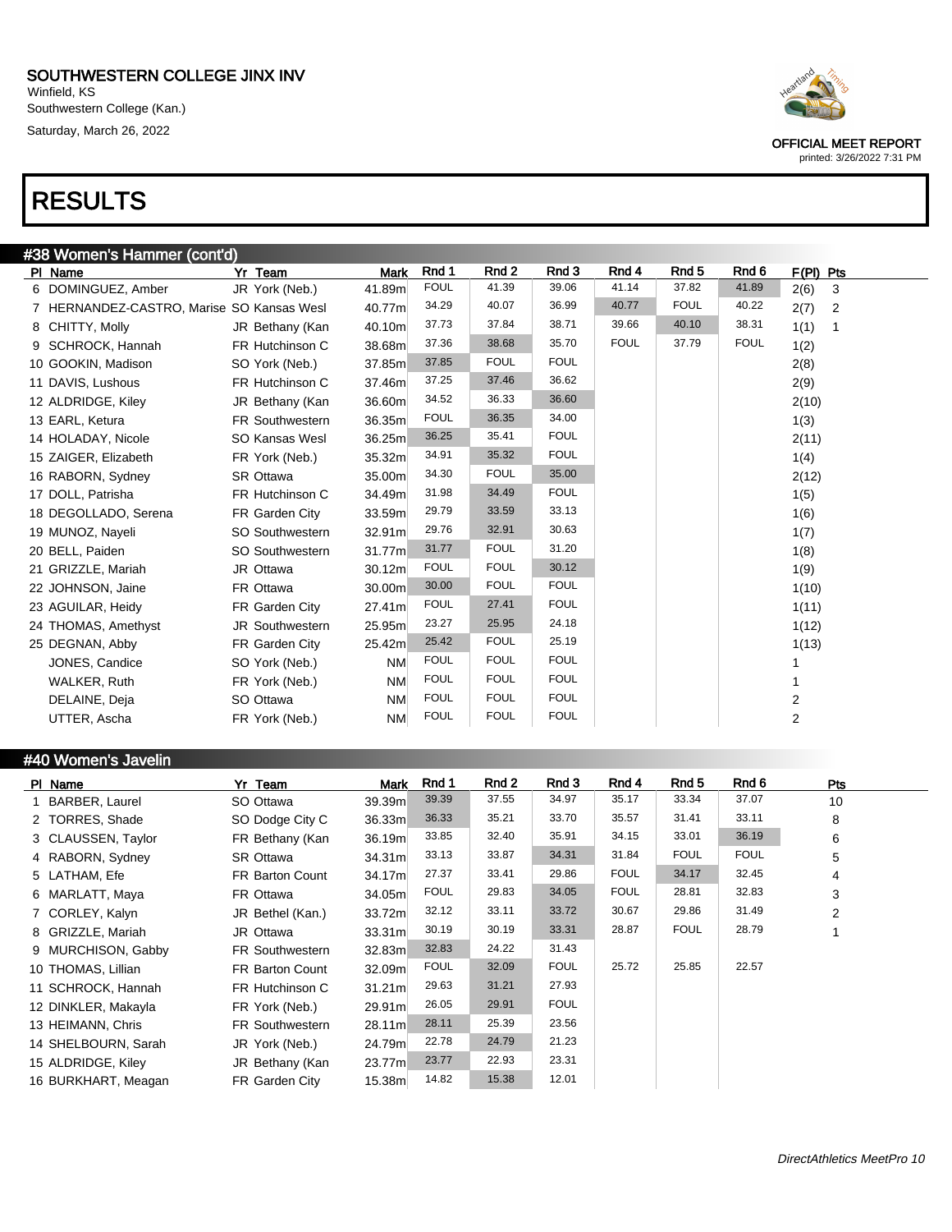# SOUTHWESTERN COLLEGE JINX INV

Winfield, KS
Southwestern College (Kan.)
Saturday, March 26, 2022

OFFICIAL MEET REPORT
printed: 3/26/2022 7:31 PM

# RESULTS

## #38 Women's Hammer (cont'd)

| Pl | Name | Yr | Team | Mark | Rnd 1 | Rnd 2 | Rnd 3 | Rnd 4 | Rnd 5 | Rnd 6 | F(Pl) | Pts |
|---|---|---|---|---|---|---|---|---|---|---|---|---|
| 6 | DOMINGUEZ, Amber | JR | York (Neb.) | 41.89m | FOUL | 41.39 | 39.06 | 41.14 | 37.82 | 41.89 | 2(6) | 3 |
| 7 | HERNANDEZ-CASTRO, Marise | SO | Kansas Wesl | 40.77m | 34.29 | 40.07 | 36.99 | 40.77 | FOUL | 40.22 | 2(7) | 2 |
| 8 | CHITTY, Molly | JR | Bethany (Kan | 40.10m | 37.73 | 37.84 | 38.71 | 39.66 | 40.10 | 38.31 | 1(1) | 1 |
| 9 | SCHROCK, Hannah | FR | Hutchinson C | 38.68m | 37.36 | 38.68 | 35.70 | FOUL | 37.79 | FOUL | 1(2) | |
| 10 | GOOKIN, Madison | SO | York (Neb.) | 37.85m | 37.85 | FOUL | FOUL | | | | 2(8) | |
| 11 | DAVIS, Lushous | FR | Hutchinson C | 37.46m | 37.25 | 37.46 | 36.62 | | | | 2(9) | |
| 12 | ALDRIDGE, Kiley | JR | Bethany (Kan | 36.60m | 34.52 | 36.33 | 36.60 | | | | 2(10) | |
| 13 | EARL, Ketura | FR | Southwestern | 36.35m | FOUL | 36.35 | 34.00 | | | | 1(3) | |
| 14 | HOLADAY, Nicole | SO | Kansas Wesl | 36.25m | 36.25 | 35.41 | FOUL | | | | 2(11) | |
| 15 | ZAIGER, Elizabeth | FR | York (Neb.) | 35.32m | 34.91 | 35.32 | FOUL | | | | 1(4) | |
| 16 | RABORN, Sydney | SR | Ottawa | 35.00m | 34.30 | FOUL | 35.00 | | | | 2(12) | |
| 17 | DOLL, Patrisha | FR | Hutchinson C | 34.49m | 31.98 | 34.49 | FOUL | | | | 1(5) | |
| 18 | DEGOLLADO, Serena | FR | Garden City | 33.59m | 29.79 | 33.59 | 33.13 | | | | 1(6) | |
| 19 | MUNOZ, Nayeli | SO | Southwestern | 32.91m | 29.76 | 32.91 | 30.63 | | | | 1(7) | |
| 20 | BELL, Paiden | SO | Southwestern | 31.77m | 31.77 | FOUL | 31.20 | | | | 1(8) | |
| 21 | GRIZZLE, Mariah | JR | Ottawa | 30.12m | FOUL | FOUL | 30.12 | | | | 1(9) | |
| 22 | JOHNSON, Jaine | FR | Ottawa | 30.00m | 30.00 | FOUL | FOUL | | | | 1(10) | |
| 23 | AGUILAR, Heidy | FR | Garden City | 27.41m | FOUL | 27.41 | FOUL | | | | 1(11) | |
| 24 | THOMAS, Amethyst | JR | Southwestern | 25.95m | 23.27 | 25.95 | 24.18 | | | | 1(12) | |
| 25 | DEGNAN, Abby | FR | Garden City | 25.42m | 25.42 | FOUL | 25.19 | | | | 1(13) | |
| | JONES, Candice | SO | York (Neb.) | NM | FOUL | FOUL | FOUL | | | | 1 | |
| | WALKER, Ruth | FR | York (Neb.) | NM | FOUL | FOUL | FOUL | | | | 1 | |
| | DELAINE, Deja | SO | Ottawa | NM | FOUL | FOUL | FOUL | | | | 2 | |
| | UTTER, Ascha | FR | York (Neb.) | NM | FOUL | FOUL | FOUL | | | | 2 | |

## #40 Women's Javelin

| Pl | Name | Yr | Team | Mark | Rnd 1 | Rnd 2 | Rnd 3 | Rnd 4 | Rnd 5 | Rnd 6 | Pts |
|---|---|---|---|---|---|---|---|---|---|---|---|
| 1 | BARBER, Laurel | SO | Ottawa | 39.39m | 39.39 | 37.55 | 34.97 | 35.17 | 33.34 | 37.07 | 10 |
| 2 | TORRES, Shade | SO | Dodge City C | 36.33m | 36.33 | 35.21 | 33.70 | 35.57 | 31.41 | 33.11 | 8 |
| 3 | CLAUSSEN, Taylor | FR | Bethany (Kan | 36.19m | 33.85 | 32.40 | 35.91 | 34.15 | 33.01 | 36.19 | 6 |
| 4 | RABORN, Sydney | SR | Ottawa | 34.31m | 33.13 | 33.87 | 34.31 | 31.84 | FOUL | FOUL | 5 |
| 5 | LATHAM, Efe | FR | Barton Count | 34.17m | 27.37 | 33.41 | 29.86 | FOUL | 34.17 | 32.45 | 4 |
| 6 | MARLATT, Maya | FR | Ottawa | 34.05m | FOUL | 29.83 | 34.05 | FOUL | 28.81 | 32.83 | 3 |
| 7 | CORLEY, Kalyn | JR | Bethel (Kan.) | 33.72m | 32.12 | 33.11 | 33.72 | 30.67 | 29.86 | 31.49 | 2 |
| 8 | GRIZZLE, Mariah | JR | Ottawa | 33.31m | 30.19 | 30.19 | 33.31 | 28.87 | FOUL | 28.79 | 1 |
| 9 | MURCHISON, Gabby | FR | Southwestern | 32.83m | 32.83 | 24.22 | 31.43 | | | | |
| 10 | THOMAS, Lillian | FR | Barton Count | 32.09m | FOUL | 32.09 | FOUL | 25.72 | 25.85 | 22.57 | |
| 11 | SCHROCK, Hannah | FR | Hutchinson C | 31.21m | 29.63 | 31.21 | 27.93 | | | | |
| 12 | DINKLER, Makayla | FR | York (Neb.) | 29.91m | 26.05 | 29.91 | FOUL | | | | |
| 13 | HEIMANN, Chris | FR | Southwestern | 28.11m | 28.11 | 25.39 | 23.56 | | | | |
| 14 | SHELBOURN, Sarah | JR | York (Neb.) | 24.79m | 22.78 | 24.79 | 21.23 | | | | |
| 15 | ALDRIDGE, Kiley | JR | Bethany (Kan | 23.77m | 23.77 | 22.93 | 23.31 | | | | |
| 16 | BURKHART, Meagan | FR | Garden City | 15.38m | 14.82 | 15.38 | 12.01 | | | | |

*DirectAthletics MeetPro 10*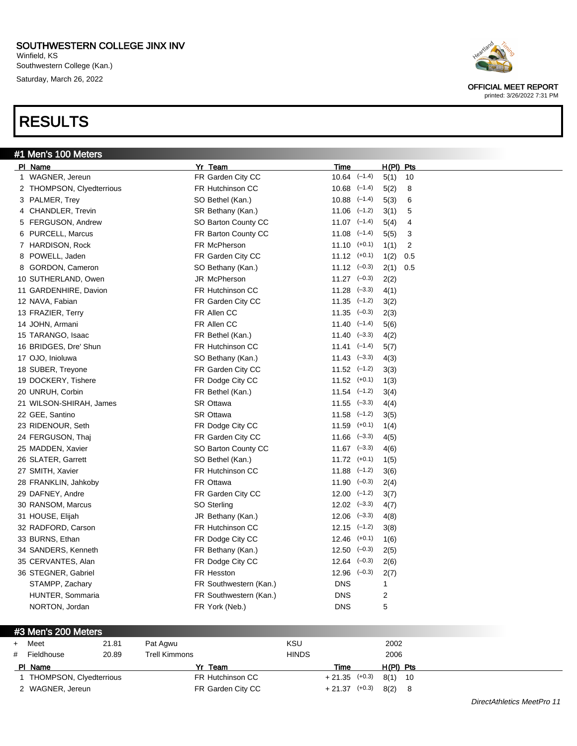SOUTHWESTERN COLLEGE JINX INV
Winfield, KS
Southwestern College (Kan.)
Saturday, March 26, 2022

OFFICIAL MEET REPORT
printed: 3/26/2022 7:31 PM

# RESULTS

## #1 Men's 100 Meters

| Pl | Name | Yr | Team | Time | Wind | H(Pl) | Pts |
|---|---|---|---|---|---|---|---|
| 1 | WAGNER, Jereun | FR | Garden City CC | 10.64 | (−1.4) | 5(1) | 10 |
| 2 | THOMPSON, Clyedterrious | FR | Hutchinson CC | 10.68 | (−1.4) | 5(2) | 8 |
| 3 | PALMER, Trey | SO | Bethel (Kan.) | 10.88 | (−1.4) | 5(3) | 6 |
| 4 | CHANDLER, Trevin | SR | Bethany (Kan.) | 11.06 | (−1.2) | 3(1) | 5 |
| 5 | FERGUSON, Andrew | SO | Barton County CC | 11.07 | (−1.4) | 5(4) | 4 |
| 6 | PURCELL, Marcus | FR | Barton County CC | 11.08 | (−1.4) | 5(5) | 3 |
| 7 | HARDISON, Rock | FR | McPherson | 11.10 | (+0.1) | 1(1) | 2 |
| 8 | POWELL, Jaden | FR | Garden City CC | 11.12 | (+0.1) | 1(2) | 0.5 |
| 8 | GORDON, Cameron | SO | Bethany (Kan.) | 11.12 | (−0.3) | 2(1) | 0.5 |
| 10 | SUTHERLAND, Owen | JR | McPherson | 11.27 | (−0.3) | 2(2) | |
| 11 | GARDENHIRE, Davion | FR | Hutchinson CC | 11.28 | (−3.3) | 4(1) | |
| 12 | NAVA, Fabian | FR | Garden City CC | 11.35 | (−1.2) | 3(2) | |
| 13 | FRAZIER, Terry | FR | Allen CC | 11.35 | (−0.3) | 2(3) | |
| 14 | JOHN, Armani | FR | Allen CC | 11.40 | (−1.4) | 5(6) | |
| 15 | TARANGO, Isaac | FR | Bethel (Kan.) | 11.40 | (−3.3) | 4(2) | |
| 16 | BRIDGES, Dre' Shun | FR | Hutchinson CC | 11.41 | (−1.4) | 5(7) | |
| 17 | OJO, Inioluwa | SO | Bethany (Kan.) | 11.43 | (−3.3) | 4(3) | |
| 18 | SUBER, Treyone | FR | Garden City CC | 11.52 | (−1.2) | 3(3) | |
| 19 | DOCKERY, Tishere | FR | Dodge City CC | 11.52 | (+0.1) | 1(3) | |
| 20 | UNRUH, Corbin | FR | Bethel (Kan.) | 11.54 | (−1.2) | 3(4) | |
| 21 | WILSON-SHIRAH, James | SR | Ottawa | 11.55 | (−3.3) | 4(4) | |
| 22 | GEE, Santino | SR | Ottawa | 11.58 | (−1.2) | 3(5) | |
| 23 | RIDENOUR, Seth | FR | Dodge City CC | 11.59 | (+0.1) | 1(4) | |
| 24 | FERGUSON, Thaj | FR | Garden City CC | 11.66 | (−3.3) | 4(5) | |
| 25 | MADDEN, Xavier | SO | Barton County CC | 11.67 | (−3.3) | 4(6) | |
| 26 | SLATER, Garrett | SO | Bethel (Kan.) | 11.72 | (+0.1) | 1(5) | |
| 27 | SMITH, Xavier | FR | Hutchinson CC | 11.88 | (−1.2) | 3(6) | |
| 28 | FRANKLIN, Jahkoby | FR | Ottawa | 11.90 | (−0.3) | 2(4) | |
| 29 | DAFNEY, Andre | FR | Garden City CC | 12.00 | (−1.2) | 3(7) | |
| 30 | RANSOM, Marcus | SO | Sterling | 12.02 | (−3.3) | 4(7) | |
| 31 | HOUSE, Elijah | JR | Bethany (Kan.) | 12.06 | (−3.3) | 4(8) | |
| 32 | RADFORD, Carson | FR | Hutchinson CC | 12.15 | (−1.2) | 3(8) | |
| 33 | BURNS, Ethan | FR | Dodge City CC | 12.46 | (+0.1) | 1(6) | |
| 34 | SANDERS, Kenneth | FR | Bethany (Kan.) | 12.50 | (−0.3) | 2(5) | |
| 35 | CERVANTES, Alan | FR | Dodge City CC | 12.64 | (−0.3) | 2(6) | |
| 36 | STEGNER, Gabriel | FR | Hesston | 12.96 | (−0.3) | 2(7) | |
| | STAMPP, Zachary | FR | Southwestern (Kan.) | DNS | | 1 | |
| | HUNTER, Sommaria | FR | Southwestern (Kan.) | DNS | | 2 | |
| | NORTON, Jordan | FR | York (Neb.) | DNS | | 5 | |

## #3 Men's 200 Meters

| | Record | Mark | Name | Team | Year |
|---|---|---|---|---|---|
| + | Meet | 21.81 | Pat Agwu | KSU | 2002 |
| # | Fieldhouse | 20.89 | Trell Kimmons | HINDS | 2006 |

| Pl | Name | Yr | Team | Time | Wind | H(Pl) | Pts |
|---|---|---|---|---|---|---|---|
| 1 | THOMPSON, Clyedterrious | FR | Hutchinson CC | + 21.35 | (+0.3) | 8(1) | 10 |
| 2 | WAGNER, Jereun | FR | Garden City CC | + 21.37 | (+0.3) | 8(2) | 8 |

DirectAthletics MeetPro 11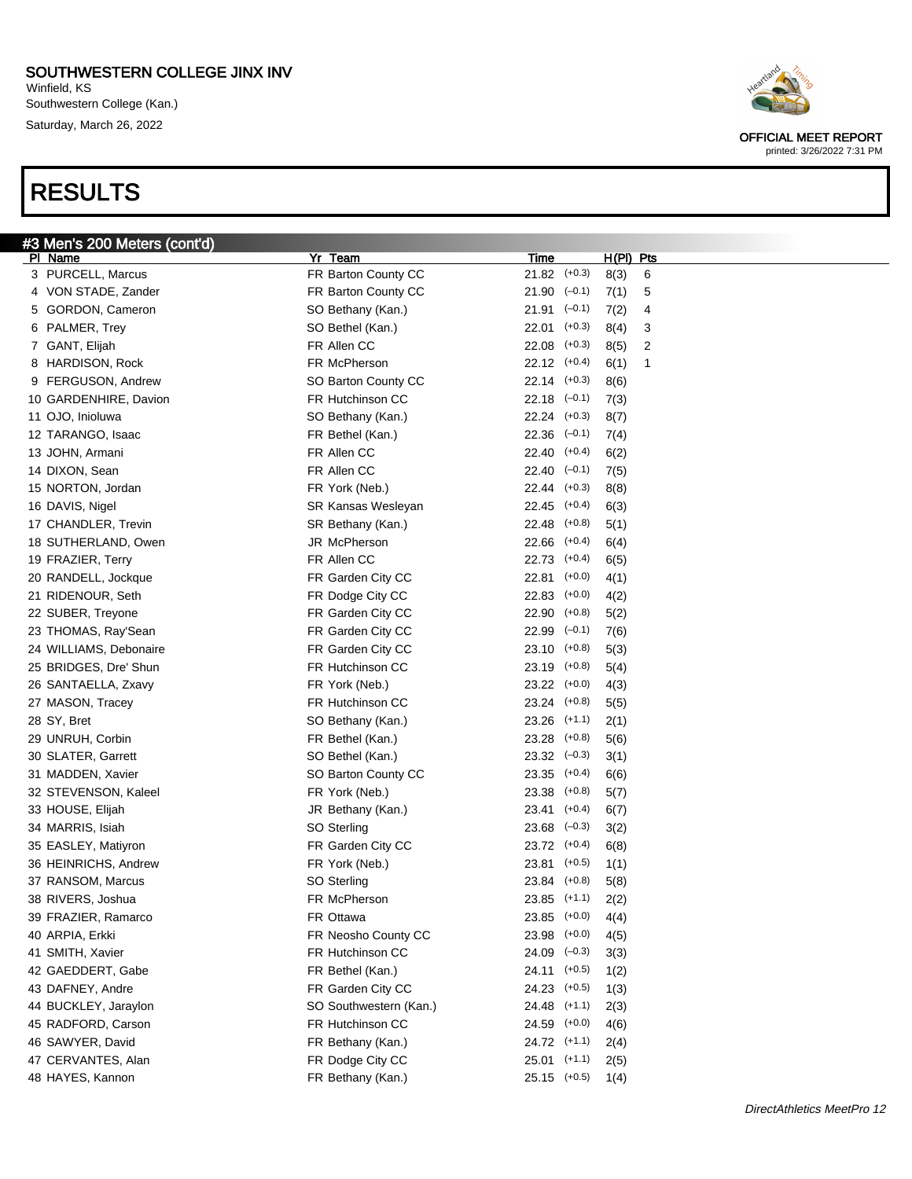SOUTHWESTERN COLLEGE JINX INV
Winfield, KS
Southwestern College (Kan.)
Saturday, March 26, 2022

OFFICIAL MEET REPORT
printed: 3/26/2022 7:31 PM

# RESULTS

## #3 Men's 200 Meters (cont'd)

| Pl | Name | Yr | Team | Time | Wind | H(Pl) | Pts |
|---|---|---|---|---|---|---|---|
| 3 | PURCELL, Marcus | FR | Barton County CC | 21.82 | (+0.3) | 8(3) | 6 |
| 4 | VON STADE, Zander | FR | Barton County CC | 21.90 | (–0.1) | 7(1) | 5 |
| 5 | GORDON, Cameron | SO | Bethany (Kan.) | 21.91 | (–0.1) | 7(2) | 4 |
| 6 | PALMER, Trey | SO | Bethel (Kan.) | 22.01 | (+0.3) | 8(4) | 3 |
| 7 | GANT, Elijah | FR | Allen CC | 22.08 | (+0.3) | 8(5) | 2 |
| 8 | HARDISON, Rock | FR | McPherson | 22.12 | (+0.4) | 6(1) | 1 |
| 9 | FERGUSON, Andrew | SO | Barton County CC | 22.14 | (+0.3) | 8(6) | |
| 10 | GARDENHIRE, Davion | FR | Hutchinson CC | 22.18 | (–0.1) | 7(3) | |
| 11 | OJO, Inioluwa | SO | Bethany (Kan.) | 22.24 | (+0.3) | 8(7) | |
| 12 | TARANGO, Isaac | FR | Bethel (Kan.) | 22.36 | (–0.1) | 7(4) | |
| 13 | JOHN, Armani | FR | Allen CC | 22.40 | (+0.4) | 6(2) | |
| 14 | DIXON, Sean | FR | Allen CC | 22.40 | (–0.1) | 7(5) | |
| 15 | NORTON, Jordan | FR | York (Neb.) | 22.44 | (+0.3) | 8(8) | |
| 16 | DAVIS, Nigel | SR | Kansas Wesleyan | 22.45 | (+0.4) | 6(3) | |
| 17 | CHANDLER, Trevin | SR | Bethany (Kan.) | 22.48 | (+0.8) | 5(1) | |
| 18 | SUTHERLAND, Owen | JR | McPherson | 22.66 | (+0.4) | 6(4) | |
| 19 | FRAZIER, Terry | FR | Allen CC | 22.73 | (+0.4) | 6(5) | |
| 20 | RANDELL, Jockque | FR | Garden City CC | 22.81 | (+0.0) | 4(1) | |
| 21 | RIDENOUR, Seth | FR | Dodge City CC | 22.83 | (+0.0) | 4(2) | |
| 22 | SUBER, Treyone | FR | Garden City CC | 22.90 | (+0.8) | 5(2) | |
| 23 | THOMAS, Ray'Sean | FR | Garden City CC | 22.99 | (–0.1) | 7(6) | |
| 24 | WILLIAMS, Debonaire | FR | Garden City CC | 23.10 | (+0.8) | 5(3) | |
| 25 | BRIDGES, Dre' Shun | FR | Hutchinson CC | 23.19 | (+0.8) | 5(4) | |
| 26 | SANTAELLA, Zxavy | FR | York (Neb.) | 23.22 | (+0.0) | 4(3) | |
| 27 | MASON, Tracey | FR | Hutchinson CC | 23.24 | (+0.8) | 5(5) | |
| 28 | SY, Bret | SO | Bethany (Kan.) | 23.26 | (+1.1) | 2(1) | |
| 29 | UNRUH, Corbin | FR | Bethel (Kan.) | 23.28 | (+0.8) | 5(6) | |
| 30 | SLATER, Garrett | SO | Bethel (Kan.) | 23.32 | (–0.3) | 3(1) | |
| 31 | MADDEN, Xavier | SO | Barton County CC | 23.35 | (+0.4) | 6(6) | |
| 32 | STEVENSON, Kaleel | FR | York (Neb.) | 23.38 | (+0.8) | 5(7) | |
| 33 | HOUSE, Elijah | JR | Bethany (Kan.) | 23.41 | (+0.4) | 6(7) | |
| 34 | MARRIS, Isiah | SO | Sterling | 23.68 | (–0.3) | 3(2) | |
| 35 | EASLEY, Matiyron | FR | Garden City CC | 23.72 | (+0.4) | 6(8) | |
| 36 | HEINRICHS, Andrew | FR | York (Neb.) | 23.81 | (+0.5) | 1(1) | |
| 37 | RANSOM, Marcus | SO | Sterling | 23.84 | (+0.8) | 5(8) | |
| 38 | RIVERS, Joshua | FR | McPherson | 23.85 | (+1.1) | 2(2) | |
| 39 | FRAZIER, Ramarco | FR | Ottawa | 23.85 | (+0.0) | 4(4) | |
| 40 | ARPIA, Erkki | FR | Neosho County CC | 23.98 | (+0.0) | 4(5) | |
| 41 | SMITH, Xavier | FR | Hutchinson CC | 24.09 | (–0.3) | 3(3) | |
| 42 | GAEDDERT, Gabe | FR | Bethel (Kan.) | 24.11 | (+0.5) | 1(2) | |
| 43 | DAFNEY, Andre | FR | Garden City CC | 24.23 | (+0.5) | 1(3) | |
| 44 | BUCKLEY, Jaraylon | SO | Southwestern (Kan.) | 24.48 | (+1.1) | 2(3) | |
| 45 | RADFORD, Carson | FR | Hutchinson CC | 24.59 | (+0.0) | 4(6) | |
| 46 | SAWYER, David | FR | Bethany (Kan.) | 24.72 | (+1.1) | 2(4) | |
| 47 | CERVANTES, Alan | FR | Dodge City CC | 25.01 | (+1.1) | 2(5) | |
| 48 | HAYES, Kannon | FR | Bethany (Kan.) | 25.15 | (+0.5) | 1(4) | |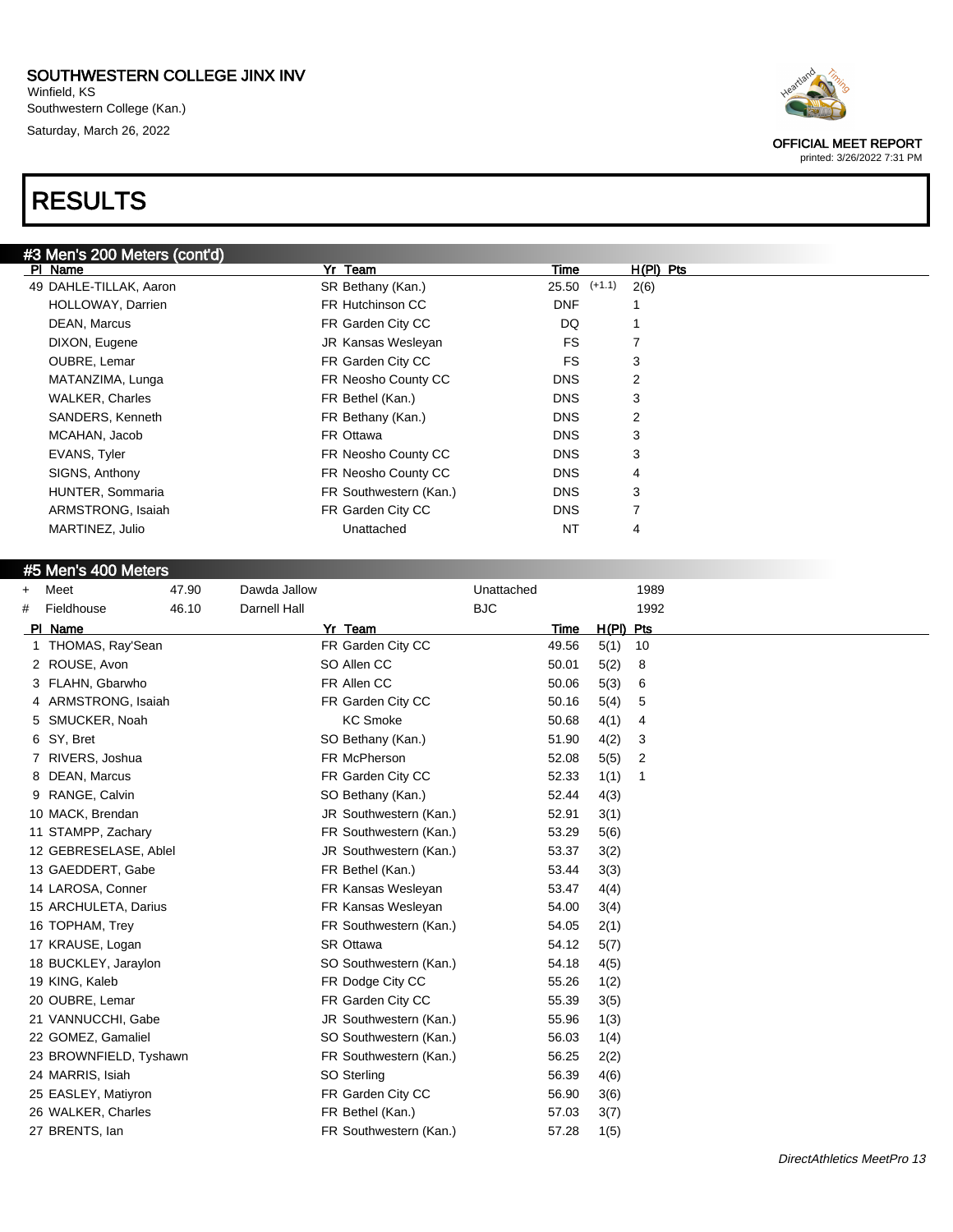# SOUTHWESTERN COLLEGE JINX INV

Winfield, KS
Southwestern College (Kan.)
Saturday, March 26, 2022

OFFICIAL MEET REPORT
printed: 3/26/2022 7:31 PM

# RESULTS

## #3 Men's 200 Meters (cont'd)

| Pl | Name | Yr | Team | Time | | H(Pl) | Pts |
|---|---|---|---|---|---|---|---|
| 49 | DAHLE-TILLAK, Aaron | SR | Bethany (Kan.) | 25.50 | (+1.1) | 2(6) | |
| | HOLLOWAY, Darrien | FR | Hutchinson CC | DNF | | 1 | |
| | DEAN, Marcus | FR | Garden City CC | DQ | | 1 | |
| | DIXON, Eugene | JR | Kansas Wesleyan | FS | | 7 | |
| | OUBRE, Lemar | FR | Garden City CC | FS | | 3 | |
| | MATANZIMA, Lunga | FR | Neosho County CC | DNS | | 2 | |
| | WALKER, Charles | FR | Bethel (Kan.) | DNS | | 3 | |
| | SANDERS, Kenneth | FR | Bethany (Kan.) | DNS | | 2 | |
| | MCAHAN, Jacob | FR | Ottawa | DNS | | 3 | |
| | EVANS, Tyler | FR | Neosho County CC | DNS | | 3 | |
| | SIGNS, Anthony | FR | Neosho County CC | DNS | | 4 | |
| | HUNTER, Sommaria | FR | Southwestern (Kan.) | DNS | | 3 | |
| | ARMSTRONG, Isaiah | FR | Garden City CC | DNS | | 7 | |
| | MARTINEZ, Julio | | Unattached | NT | | 4 | |

## #5 Men's 400 Meters

| | Record | Mark | Name | Team | Year |
|---|---|---|---|---|---|
| + | Meet | 47.90 | Dawda Jallow | Unattached | 1989 |
| # | Fieldhouse | 46.10 | Darnell Hall | BJC | 1992 |

| Pl | Name | Yr | Team | Time | H(Pl) | Pts |
|---|---|---|---|---|---|---|
| 1 | THOMAS, Ray'Sean | FR | Garden City CC | 49.56 | 5(1) | 10 |
| 2 | ROUSE, Avon | SO | Allen CC | 50.01 | 5(2) | 8 |
| 3 | FLAHN, Gbarwho | FR | Allen CC | 50.06 | 5(3) | 6 |
| 4 | ARMSTRONG, Isaiah | FR | Garden City CC | 50.16 | 5(4) | 5 |
| 5 | SMUCKER, Noah | | KC Smoke | 50.68 | 4(1) | 4 |
| 6 | SY, Bret | SO | Bethany (Kan.) | 51.90 | 4(2) | 3 |
| 7 | RIVERS, Joshua | FR | McPherson | 52.08 | 5(5) | 2 |
| 8 | DEAN, Marcus | FR | Garden City CC | 52.33 | 1(1) | 1 |
| 9 | RANGE, Calvin | SO | Bethany (Kan.) | 52.44 | 4(3) | |
| 10 | MACK, Brendan | JR | Southwestern (Kan.) | 52.91 | 3(1) | |
| 11 | STAMPP, Zachary | FR | Southwestern (Kan.) | 53.29 | 5(6) | |
| 12 | GEBRESELASE, Ablel | JR | Southwestern (Kan.) | 53.37 | 3(2) | |
| 13 | GAEDDERT, Gabe | FR | Bethel (Kan.) | 53.44 | 3(3) | |
| 14 | LAROSA, Conner | FR | Kansas Wesleyan | 53.47 | 4(4) | |
| 15 | ARCHULETA, Darius | FR | Kansas Wesleyan | 54.00 | 3(4) | |
| 16 | TOPHAM, Trey | FR | Southwestern (Kan.) | 54.05 | 2(1) | |
| 17 | KRAUSE, Logan | SR | Ottawa | 54.12 | 5(7) | |
| 18 | BUCKLEY, Jaraylon | SO | Southwestern (Kan.) | 54.18 | 4(5) | |
| 19 | KING, Kaleb | FR | Dodge City CC | 55.26 | 1(2) | |
| 20 | OUBRE, Lemar | FR | Garden City CC | 55.39 | 3(5) | |
| 21 | VANNUCCHI, Gabe | JR | Southwestern (Kan.) | 55.96 | 1(3) | |
| 22 | GOMEZ, Gamaliel | SO | Southwestern (Kan.) | 56.03 | 1(4) | |
| 23 | BROWNFIELD, Tyshawn | FR | Southwestern (Kan.) | 56.25 | 2(2) | |
| 24 | MARRIS, Isiah | SO | Sterling | 56.39 | 4(6) | |
| 25 | EASLEY, Matiyron | FR | Garden City CC | 56.90 | 3(6) | |
| 26 | WALKER, Charles | FR | Bethel (Kan.) | 57.03 | 3(7) | |
| 27 | BRENTS, Ian | FR | Southwestern (Kan.) | 57.28 | 1(5) | |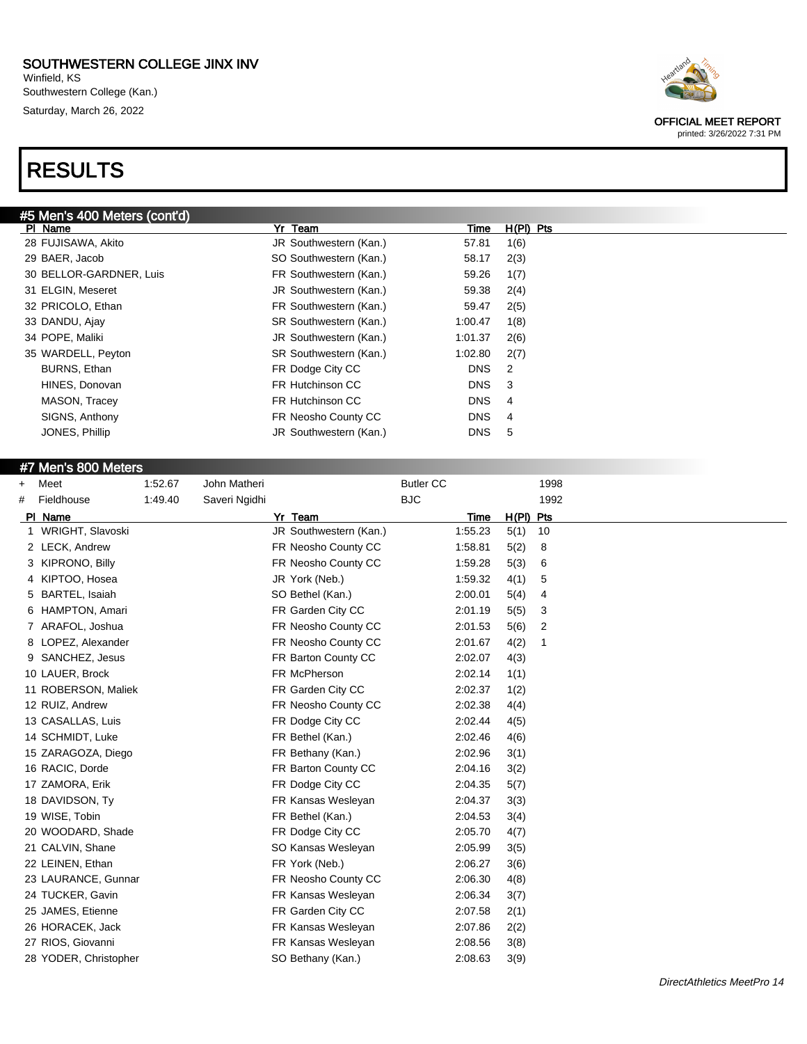# SOUTHWESTERN COLLEGE JINX INV

Winfield, KS
Southwestern College (Kan.)
Saturday, March 26, 2022

OFFICIAL MEET REPORT
printed: 3/26/2022 7:31 PM

# RESULTS

## #5 Men's 400 Meters (cont'd)

| Pl | Name | Yr | Team | Time | H(Pl) | Pts |
|---|---|---|---|---|---|---|
| 28 | FUJISAWA, Akito | JR | Southwestern (Kan.) | 57.81 | 1(6) | |
| 29 | BAER, Jacob | SO | Southwestern (Kan.) | 58.17 | 2(3) | |
| 30 | BELLOR-GARDNER, Luis | FR | Southwestern (Kan.) | 59.26 | 1(7) | |
| 31 | ELGIN, Meseret | JR | Southwestern (Kan.) | 59.38 | 2(4) | |
| 32 | PRICOLO, Ethan | FR | Southwestern (Kan.) | 59.47 | 2(5) | |
| 33 | DANDU, Ajay | SR | Southwestern (Kan.) | 1:00.47 | 1(8) | |
| 34 | POPE, Maliki | JR | Southwestern (Kan.) | 1:01.37 | 2(6) | |
| 35 | WARDELL, Peyton | SR | Southwestern (Kan.) | 1:02.80 | 2(7) | |
| | BURNS, Ethan | FR | Dodge City CC | DNS | 2 | |
| | HINES, Donovan | FR | Hutchinson CC | DNS | 3 | |
| | MASON, Tracey | FR | Hutchinson CC | DNS | 4 | |
| | SIGNS, Anthony | FR | Neosho County CC | DNS | 4 | |
| | JONES, Phillip | JR | Southwestern (Kan.) | DNS | 5 | |

## #7 Men's 800 Meters

| | Record | Mark | Holder | Team | Year |
|---|---|---|---|---|---|
| + | Meet | 1:52.67 | John Matheri | Butler CC | 1998 |
| # | Fieldhouse | 1:49.40 | Saveri Ngidhi | BJC | 1992 |

| Pl | Name | Yr | Team | Time | H(Pl) | Pts |
|---|---|---|---|---|---|---|
| 1 | WRIGHT, Slavoski | JR | Southwestern (Kan.) | 1:55.23 | 5(1) | 10 |
| 2 | LECK, Andrew | FR | Neosho County CC | 1:58.81 | 5(2) | 8 |
| 3 | KIPRONO, Billy | FR | Neosho County CC | 1:59.28 | 5(3) | 6 |
| 4 | KIPTOO, Hosea | JR | York (Neb.) | 1:59.32 | 4(1) | 5 |
| 5 | BARTEL, Isaiah | SO | Bethel (Kan.) | 2:00.01 | 5(4) | 4 |
| 6 | HAMPTON, Amari | FR | Garden City CC | 2:01.19 | 5(5) | 3 |
| 7 | ARAFOL, Joshua | FR | Neosho County CC | 2:01.53 | 5(6) | 2 |
| 8 | LOPEZ, Alexander | FR | Neosho County CC | 2:01.67 | 4(2) | 1 |
| 9 | SANCHEZ, Jesus | FR | Barton County CC | 2:02.07 | 4(3) | |
| 10 | LAUER, Brock | FR | McPherson | 2:02.14 | 1(1) | |
| 11 | ROBERSON, Maliek | FR | Garden City CC | 2:02.37 | 1(2) | |
| 12 | RUIZ, Andrew | FR | Neosho County CC | 2:02.38 | 4(4) | |
| 13 | CASALLAS, Luis | FR | Dodge City CC | 2:02.44 | 4(5) | |
| 14 | SCHMIDT, Luke | FR | Bethel (Kan.) | 2:02.46 | 4(6) | |
| 15 | ZARAGOZA, Diego | FR | Bethany (Kan.) | 2:02.96 | 3(1) | |
| 16 | RACIC, Dorde | FR | Barton County CC | 2:04.16 | 3(2) | |
| 17 | ZAMORA, Erik | FR | Dodge City CC | 2:04.35 | 5(7) | |
| 18 | DAVIDSON, Ty | FR | Kansas Wesleyan | 2:04.37 | 3(3) | |
| 19 | WISE, Tobin | FR | Bethel (Kan.) | 2:04.53 | 3(4) | |
| 20 | WOODARD, Shade | FR | Dodge City CC | 2:05.70 | 4(7) | |
| 21 | CALVIN, Shane | SO | Kansas Wesleyan | 2:05.99 | 3(5) | |
| 22 | LEINEN, Ethan | FR | York (Neb.) | 2:06.27 | 3(6) | |
| 23 | LAURANCE, Gunnar | FR | Neosho County CC | 2:06.30 | 4(8) | |
| 24 | TUCKER, Gavin | FR | Kansas Wesleyan | 2:06.34 | 3(7) | |
| 25 | JAMES, Etienne | FR | Garden City CC | 2:07.58 | 2(1) | |
| 26 | HORACEK, Jack | FR | Kansas Wesleyan | 2:07.86 | 2(2) | |
| 27 | RIOS, Giovanni | FR | Kansas Wesleyan | 2:08.56 | 3(8) | |
| 28 | YODER, Christopher | SO | Bethany (Kan.) | 2:08.63 | 3(9) | |

DirectAthletics MeetPro 14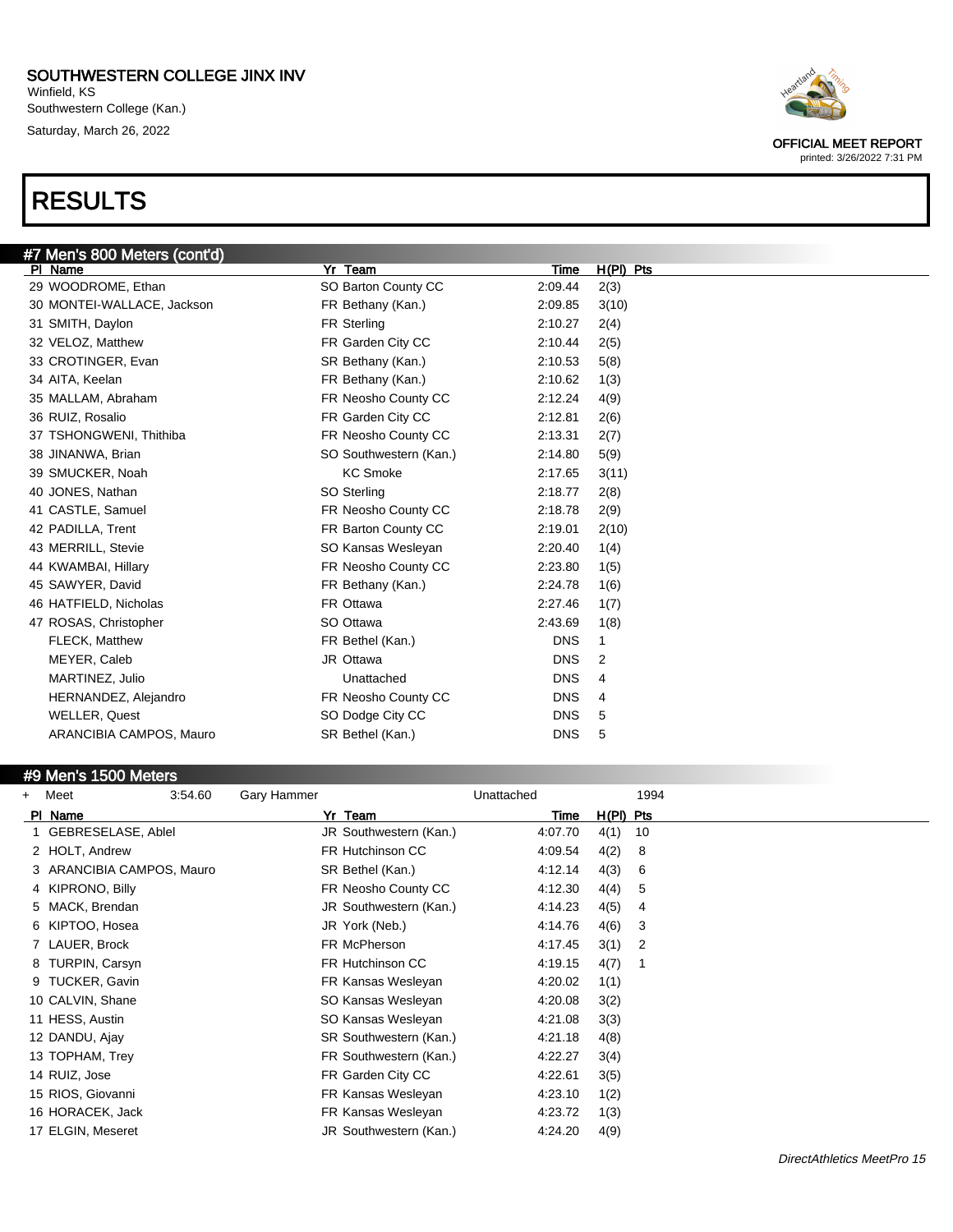# SOUTHWESTERN COLLEGE JINX INV

Winfield, KS
Southwestern College (Kan.)
Saturday, March 26, 2022

OFFICIAL MEET REPORT
printed: 3/26/2022 7:31 PM

# RESULTS

## #7 Men's 800 Meters (cont'd)

| Pl | Name | Yr | Team | Time | H(Pl) | Pts |
|---|---|---|---|---|---|---|
| 29 | WOODROME, Ethan | SO | Barton County CC | 2:09.44 | 2(3) | |
| 30 | MONTEI-WALLACE, Jackson | FR | Bethany (Kan.) | 2:09.85 | 3(10) | |
| 31 | SMITH, Daylon | FR | Sterling | 2:10.27 | 2(4) | |
| 32 | VELOZ, Matthew | FR | Garden City CC | 2:10.44 | 2(5) | |
| 33 | CROTINGER, Evan | SR | Bethany (Kan.) | 2:10.53 | 5(8) | |
| 34 | AITA, Keelan | FR | Bethany (Kan.) | 2:10.62 | 1(3) | |
| 35 | MALLAM, Abraham | FR | Neosho County CC | 2:12.24 | 4(9) | |
| 36 | RUIZ, Rosalio | FR | Garden City CC | 2:12.81 | 2(6) | |
| 37 | TSHONGWENI, Thithiba | FR | Neosho County CC | 2:13.31 | 2(7) | |
| 38 | JINANWA, Brian | SO | Southwestern (Kan.) | 2:14.80 | 5(9) | |
| 39 | SMUCKER, Noah | | KC Smoke | 2:17.65 | 3(11) | |
| 40 | JONES, Nathan | SO | Sterling | 2:18.77 | 2(8) | |
| 41 | CASTLE, Samuel | FR | Neosho County CC | 2:18.78 | 2(9) | |
| 42 | PADILLA, Trent | FR | Barton County CC | 2:19.01 | 2(10) | |
| 43 | MERRILL, Stevie | SO | Kansas Wesleyan | 2:20.40 | 1(4) | |
| 44 | KWAMBAI, Hillary | FR | Neosho County CC | 2:23.80 | 1(5) | |
| 45 | SAWYER, David | FR | Bethany (Kan.) | 2:24.78 | 1(6) | |
| 46 | HATFIELD, Nicholas | FR | Ottawa | 2:27.46 | 1(7) | |
| 47 | ROSAS, Christopher | SO | Ottawa | 2:43.69 | 1(8) | |
| | FLECK, Matthew | FR | Bethel (Kan.) | DNS | 1 | |
| | MEYER, Caleb | JR | Ottawa | DNS | 2 | |
| | MARTINEZ, Julio | | Unattached | DNS | 4 | |
| | HERNANDEZ, Alejandro | FR | Neosho County CC | DNS | 4 | |
| | WELLER, Quest | SO | Dodge City CC | DNS | 5 | |
| | ARANCIBIA CAMPOS, Mauro | SR | Bethel (Kan.) | DNS | 5 | |

## #9 Men's 1500 Meters

+ Meet 3:54.60 Gary Hammer Unattached 1994

| Pl | Name | Yr | Team | Time | H(Pl) | Pts |
|---|---|---|---|---|---|---|
| 1 | GEBRESELASE, Ablel | JR | Southwestern (Kan.) | 4:07.70 | 4(1) | 10 |
| 2 | HOLT, Andrew | FR | Hutchinson CC | 4:09.54 | 4(2) | 8 |
| 3 | ARANCIBIA CAMPOS, Mauro | SR | Bethel (Kan.) | 4:12.14 | 4(3) | 6 |
| 4 | KIPRONO, Billy | FR | Neosho County CC | 4:12.30 | 4(4) | 5 |
| 5 | MACK, Brendan | JR | Southwestern (Kan.) | 4:14.23 | 4(5) | 4 |
| 6 | KIPTOO, Hosea | JR | York (Neb.) | 4:14.76 | 4(6) | 3 |
| 7 | LAUER, Brock | FR | McPherson | 4:17.45 | 3(1) | 2 |
| 8 | TURPIN, Carsyn | FR | Hutchinson CC | 4:19.15 | 4(7) | 1 |
| 9 | TUCKER, Gavin | FR | Kansas Wesleyan | 4:20.02 | 1(1) | |
| 10 | CALVIN, Shane | SO | Kansas Wesleyan | 4:20.08 | 3(2) | |
| 11 | HESS, Austin | SO | Kansas Wesleyan | 4:21.08 | 3(3) | |
| 12 | DANDU, Ajay | SR | Southwestern (Kan.) | 4:21.18 | 4(8) | |
| 13 | TOPHAM, Trey | FR | Southwestern (Kan.) | 4:22.27 | 3(4) | |
| 14 | RUIZ, Jose | FR | Garden City CC | 4:22.61 | 3(5) | |
| 15 | RIOS, Giovanni | FR | Kansas Wesleyan | 4:23.10 | 1(2) | |
| 16 | HORACEK, Jack | FR | Kansas Wesleyan | 4:23.72 | 1(3) | |
| 17 | ELGIN, Meseret | JR | Southwestern (Kan.) | 4:24.20 | 4(9) | |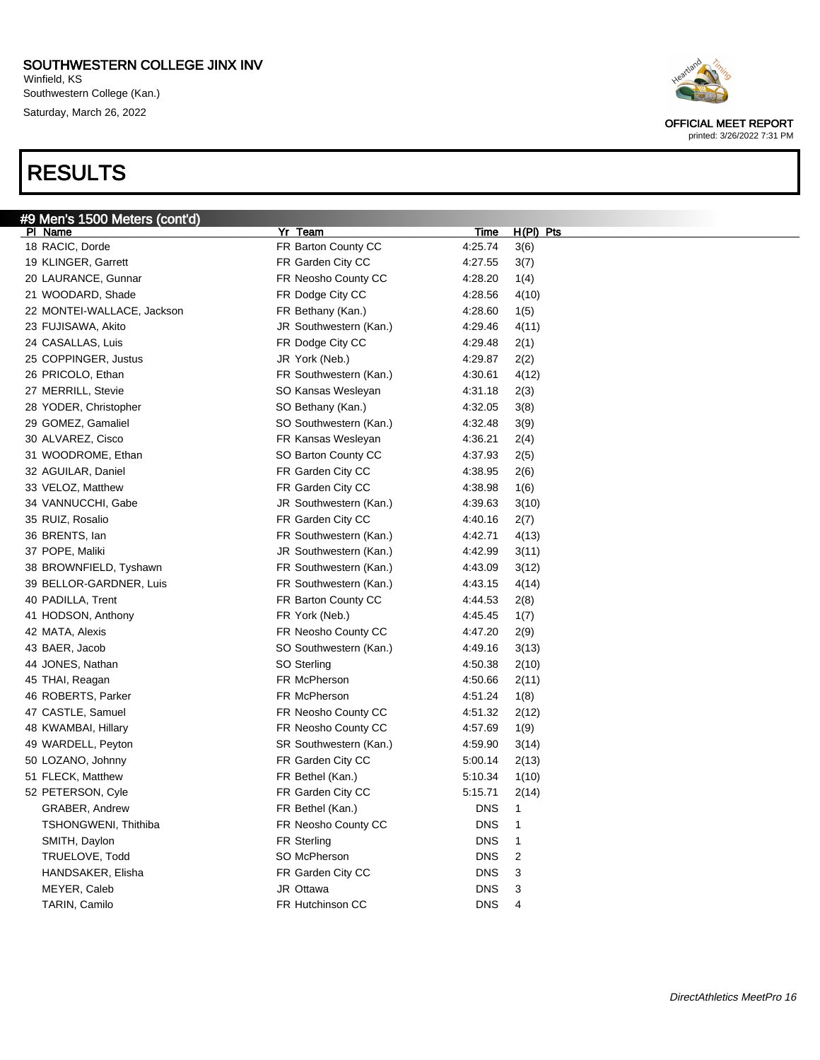SOUTHWESTERN COLLEGE JINX INV
Winfield, KS
Southwestern College (Kan.)
Saturday, March 26, 2022

OFFICIAL MEET REPORT
printed: 3/26/2022 7:31 PM

# RESULTS

## #9 Men's 1500 Meters (cont'd)

| Pl | Name | Yr | Team | Time | H(Pl) | Pts |
|---|---|---|---|---|---|---|
| 18 | RACIC, Dorde | FR | Barton County CC | 4:25.74 | 3(6) | |
| 19 | KLINGER, Garrett | FR | Garden City CC | 4:27.55 | 3(7) | |
| 20 | LAURANCE, Gunnar | FR | Neosho County CC | 4:28.20 | 1(4) | |
| 21 | WOODARD, Shade | FR | Dodge City CC | 4:28.56 | 4(10) | |
| 22 | MONTEI-WALLACE, Jackson | FR | Bethany (Kan.) | 4:28.60 | 1(5) | |
| 23 | FUJISAWA, Akito | JR | Southwestern (Kan.) | 4:29.46 | 4(11) | |
| 24 | CASALLAS, Luis | FR | Dodge City CC | 4:29.48 | 2(1) | |
| 25 | COPPINGER, Justus | JR | York (Neb.) | 4:29.87 | 2(2) | |
| 26 | PRICOLO, Ethan | FR | Southwestern (Kan.) | 4:30.61 | 4(12) | |
| 27 | MERRILL, Stevie | SO | Kansas Wesleyan | 4:31.18 | 2(3) | |
| 28 | YODER, Christopher | SO | Bethany (Kan.) | 4:32.05 | 3(8) | |
| 29 | GOMEZ, Gamaliel | SO | Southwestern (Kan.) | 4:32.48 | 3(9) | |
| 30 | ALVAREZ, Cisco | FR | Kansas Wesleyan | 4:36.21 | 2(4) | |
| 31 | WOODROME, Ethan | SO | Barton County CC | 4:37.93 | 2(5) | |
| 32 | AGUILAR, Daniel | FR | Garden City CC | 4:38.95 | 2(6) | |
| 33 | VELOZ, Matthew | FR | Garden City CC | 4:38.98 | 1(6) | |
| 34 | VANNUCCHI, Gabe | JR | Southwestern (Kan.) | 4:39.63 | 3(10) | |
| 35 | RUIZ, Rosalio | FR | Garden City CC | 4:40.16 | 2(7) | |
| 36 | BRENTS, Ian | FR | Southwestern (Kan.) | 4:42.71 | 4(13) | |
| 37 | POPE, Maliki | JR | Southwestern (Kan.) | 4:42.99 | 3(11) | |
| 38 | BROWNFIELD, Tyshawn | FR | Southwestern (Kan.) | 4:43.09 | 3(12) | |
| 39 | BELLOR-GARDNER, Luis | FR | Southwestern (Kan.) | 4:43.15 | 4(14) | |
| 40 | PADILLA, Trent | FR | Barton County CC | 4:44.53 | 2(8) | |
| 41 | HODSON, Anthony | FR | York (Neb.) | 4:45.45 | 1(7) | |
| 42 | MATA, Alexis | FR | Neosho County CC | 4:47.20 | 2(9) | |
| 43 | BAER, Jacob | SO | Southwestern (Kan.) | 4:49.16 | 3(13) | |
| 44 | JONES, Nathan | SO | Sterling | 4:50.38 | 2(10) | |
| 45 | THAI, Reagan | FR | McPherson | 4:50.66 | 2(11) | |
| 46 | ROBERTS, Parker | FR | McPherson | 4:51.24 | 1(8) | |
| 47 | CASTLE, Samuel | FR | Neosho County CC | 4:51.32 | 2(12) | |
| 48 | KWAMBAI, Hillary | FR | Neosho County CC | 4:57.69 | 1(9) | |
| 49 | WARDELL, Peyton | SR | Southwestern (Kan.) | 4:59.90 | 3(14) | |
| 50 | LOZANO, Johnny | FR | Garden City CC | 5:00.14 | 2(13) | |
| 51 | FLECK, Matthew | FR | Bethel (Kan.) | 5:10.34 | 1(10) | |
| 52 | PETERSON, Cyle | FR | Garden City CC | 5:15.71 | 2(14) | |
| | GRABER, Andrew | FR | Bethel (Kan.) | DNS | 1 | |
| | TSHONGWENI, Thithiba | FR | Neosho County CC | DNS | 1 | |
| | SMITH, Daylon | FR | Sterling | DNS | 1 | |
| | TRUELOVE, Todd | SO | McPherson | DNS | 2 | |
| | HANDSAKER, Elisha | FR | Garden City CC | DNS | 3 | |
| | MEYER, Caleb | JR | Ottawa | DNS | 3 | |
| | TARIN, Camilo | FR | Hutchinson CC | DNS | 4 | |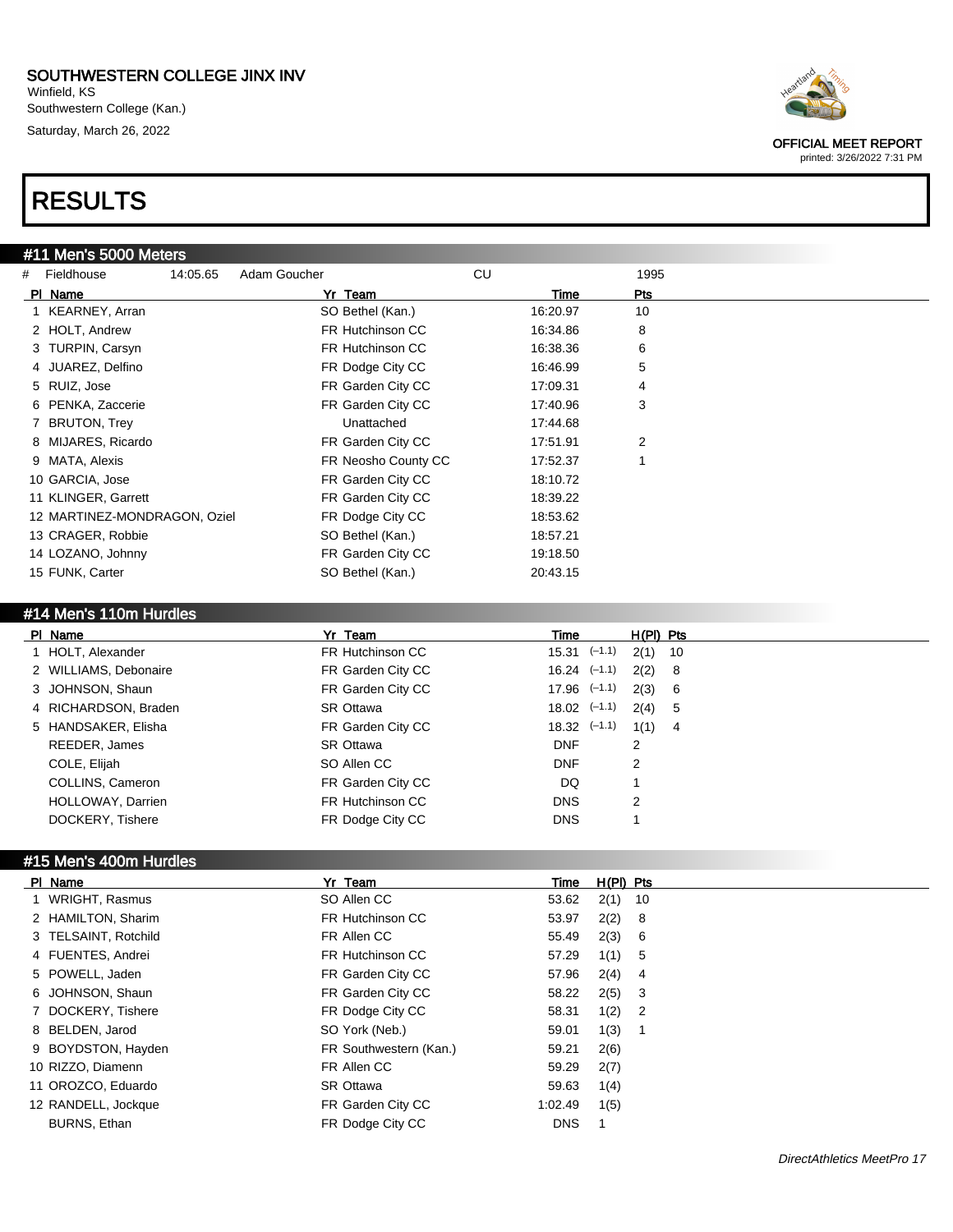SOUTHWESTERN COLLEGE JINX INV

Winfield, KS

Southwestern College (Kan.)

Saturday, March 26, 2022

OFFICIAL MEET REPORT

printed: 3/26/2022 7:31 PM

# RESULTS

## #11 Men's 5000 Meters

| # | Fieldhouse | 14:05.65 | Adam Goucher | CU | 1995 |
|---|---|---|---|---|---|

| Pl | Name | Yr | Team | Time | Pts |
|---|---|---|---|---|---|
| 1 | KEARNEY, Arran | SO | Bethel (Kan.) | 16:20.97 | 10 |
| 2 | HOLT, Andrew | FR | Hutchinson CC | 16:34.86 | 8 |
| 3 | TURPIN, Carsyn | FR | Hutchinson CC | 16:38.36 | 6 |
| 4 | JUAREZ, Delfino | FR | Dodge City CC | 16:46.99 | 5 |
| 5 | RUIZ, Jose | FR | Garden City CC | 17:09.31 | 4 |
| 6 | PENKA, Zaccerie | FR | Garden City CC | 17:40.96 | 3 |
| 7 | BRUTON, Trey | | Unattached | 17:44.68 | |
| 8 | MIJARES, Ricardo | FR | Garden City CC | 17:51.91 | 2 |
| 9 | MATA, Alexis | FR | Neosho County CC | 17:52.37 | 1 |
| 10 | GARCIA, Jose | FR | Garden City CC | 18:10.72 | |
| 11 | KLINGER, Garrett | FR | Garden City CC | 18:39.22 | |
| 12 | MARTINEZ-MONDRAGON, Oziel | FR | Dodge City CC | 18:53.62 | |
| 13 | CRAGER, Robbie | SO | Bethel (Kan.) | 18:57.21 | |
| 14 | LOZANO, Johnny | FR | Garden City CC | 19:18.50 | |
| 15 | FUNK, Carter | SO | Bethel (Kan.) | 20:43.15 | |

## #14 Men's 110m Hurdles

| Pl | Name | Yr | Team | Time | Wind | H(Pl) | Pts |
|---|---|---|---|---|---|---|---|
| 1 | HOLT, Alexander | FR | Hutchinson CC | 15.31 | (-1.1) | 2(1) | 10 |
| 2 | WILLIAMS, Debonaire | FR | Garden City CC | 16.24 | (-1.1) | 2(2) | 8 |
| 3 | JOHNSON, Shaun | FR | Garden City CC | 17.96 | (-1.1) | 2(3) | 6 |
| 4 | RICHARDSON, Braden | SR | Ottawa | 18.02 | (-1.1) | 2(4) | 5 |
| 5 | HANDSAKER, Elisha | FR | Garden City CC | 18.32 | (-1.1) | 1(1) | 4 |
| | REEDER, James | SR | Ottawa | DNF | | 2 | |
| | COLE, Elijah | SO | Allen CC | DNF | | 2 | |
| | COLLINS, Cameron | FR | Garden City CC | DQ | | 1 | |
| | HOLLOWAY, Darrien | FR | Hutchinson CC | DNS | | 2 | |
| | DOCKERY, Tishere | FR | Dodge City CC | DNS | | 1 | |

## #15 Men's 400m Hurdles

| Pl | Name | Yr | Team | Time | H(Pl) | Pts |
|---|---|---|---|---|---|---|
| 1 | WRIGHT, Rasmus | SO | Allen CC | 53.62 | 2(1) | 10 |
| 2 | HAMILTON, Sharim | FR | Hutchinson CC | 53.97 | 2(2) | 8 |
| 3 | TELSAINT, Rotchild | FR | Allen CC | 55.49 | 2(3) | 6 |
| 4 | FUENTES, Andrei | FR | Hutchinson CC | 57.29 | 1(1) | 5 |
| 5 | POWELL, Jaden | FR | Garden City CC | 57.96 | 2(4) | 4 |
| 6 | JOHNSON, Shaun | FR | Garden City CC | 58.22 | 2(5) | 3 |
| 7 | DOCKERY, Tishere | FR | Dodge City CC | 58.31 | 1(2) | 2 |
| 8 | BELDEN, Jarod | SO | York (Neb.) | 59.01 | 1(3) | 1 |
| 9 | BOYDSTON, Hayden | FR | Southwestern (Kan.) | 59.21 | 2(6) | |
| 10 | RIZZO, Diamenn | FR | Allen CC | 59.29 | 2(7) | |
| 11 | OROZCO, Eduardo | SR | Ottawa | 59.63 | 1(4) | |
| 12 | RANDELL, Jockque | FR | Garden City CC | 1:02.49 | 1(5) | |
| | BURNS, Ethan | FR | Dodge City CC | DNS | 1 | |

DirectAthletics MeetPro 17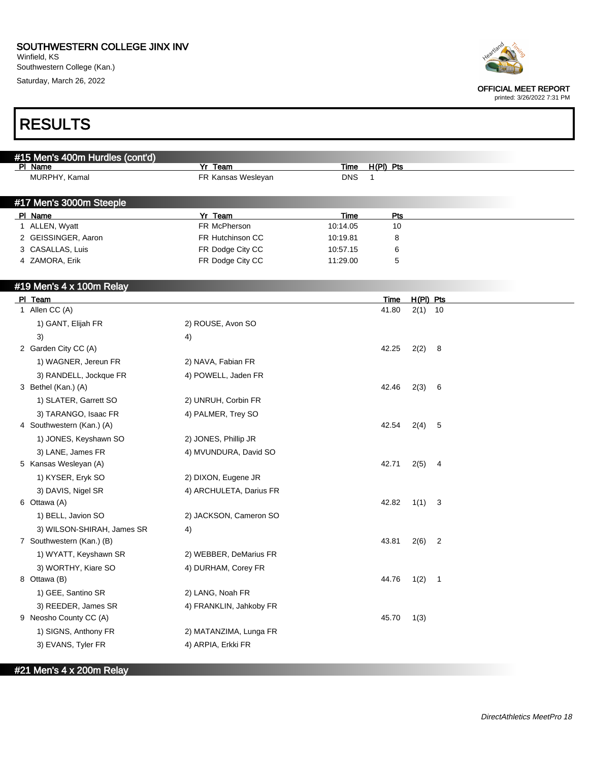# SOUTHWESTERN COLLEGE JINX INV

Winfield, KS
Southwestern College (Kan.)
Saturday, March 26, 2022

OFFICIAL MEET REPORT
printed: 3/26/2022 7:31 PM

# RESULTS

## #15 Men's 400m Hurdles (cont'd)

| Pl | Name | Yr | Team | Time | H(Pl) | Pts |
|---|---|---|---|---|---|---|
| | MURPHY, Kamal | FR | Kansas Wesleyan | DNS | 1 | |

## #17 Men's 3000m Steeple

| Pl | Name | Yr | Team | Time | Pts |
|---|---|---|---|---|---|
| 1 | ALLEN, Wyatt | FR | McPherson | 10:14.05 | 10 |
| 2 | GEISSINGER, Aaron | FR | Hutchinson CC | 10:19.81 | 8 |
| 3 | CASALLAS, Luis | FR | Dodge City CC | 10:57.15 | 6 |
| 4 | ZAMORA, Erik | FR | Dodge City CC | 11:29.00 | 5 |

## #19 Men's 4 x 100m Relay

| Pl | Team | | Time | H(Pl) | Pts |
|---|---|---|---|---|---|
| 1 | Allen CC (A) | | 41.80 | 2(1) | 10 |
| | 1) GANT, Elijah FR | 2) ROUSE, Avon SO | | | |
| | 3) | 4) | | | |
| 2 | Garden City CC (A) | | 42.25 | 2(2) | 8 |
| | 1) WAGNER, Jereun FR | 2) NAVA, Fabian FR | | | |
| | 3) RANDELL, Jockque FR | 4) POWELL, Jaden FR | | | |
| 3 | Bethel (Kan.) (A) | | 42.46 | 2(3) | 6 |
| | 1) SLATER, Garrett SO | 2) UNRUH, Corbin FR | | | |
| | 3) TARANGO, Isaac FR | 4) PALMER, Trey SO | | | |
| 4 | Southwestern (Kan.) (A) | | 42.54 | 2(4) | 5 |
| | 1) JONES, Keyshawn SO | 2) JONES, Phillip JR | | | |
| | 3) LANE, James FR | 4) MVUNDURA, David SO | | | |
| 5 | Kansas Wesleyan (A) | | 42.71 | 2(5) | 4 |
| | 1) KYSER, Eryk SO | 2) DIXON, Eugene JR | | | |
| | 3) DAVIS, Nigel SR | 4) ARCHULETA, Darius FR | | | |
| 6 | Ottawa (A) | | 42.82 | 1(1) | 3 |
| | 1) BELL, Javion SO | 2) JACKSON, Cameron SO | | | |
| | 3) WILSON-SHIRAH, James SR | 4) | | | |
| 7 | Southwestern (Kan.) (B) | | 43.81 | 2(6) | 2 |
| | 1) WYATT, Keyshawn SR | 2) WEBBER, DeMarius FR | | | |
| | 3) WORTHY, Kiare SO | 4) DURHAM, Corey FR | | | |
| 8 | Ottawa (B) | | 44.76 | 1(2) | 1 |
| | 1) GEE, Santino SR | 2) LANG, Noah FR | | | |
| | 3) REEDER, James SR | 4) FRANKLIN, Jahkoby FR | | | |
| 9 | Neosho County CC (A) | | 45.70 | 1(3) | |
| | 1) SIGNS, Anthony FR | 2) MATANZIMA, Lunga FR | | | |
| | 3) EVANS, Tyler FR | 4) ARPIA, Erkki FR | | | |

## #21 Men's 4 x 200m Relay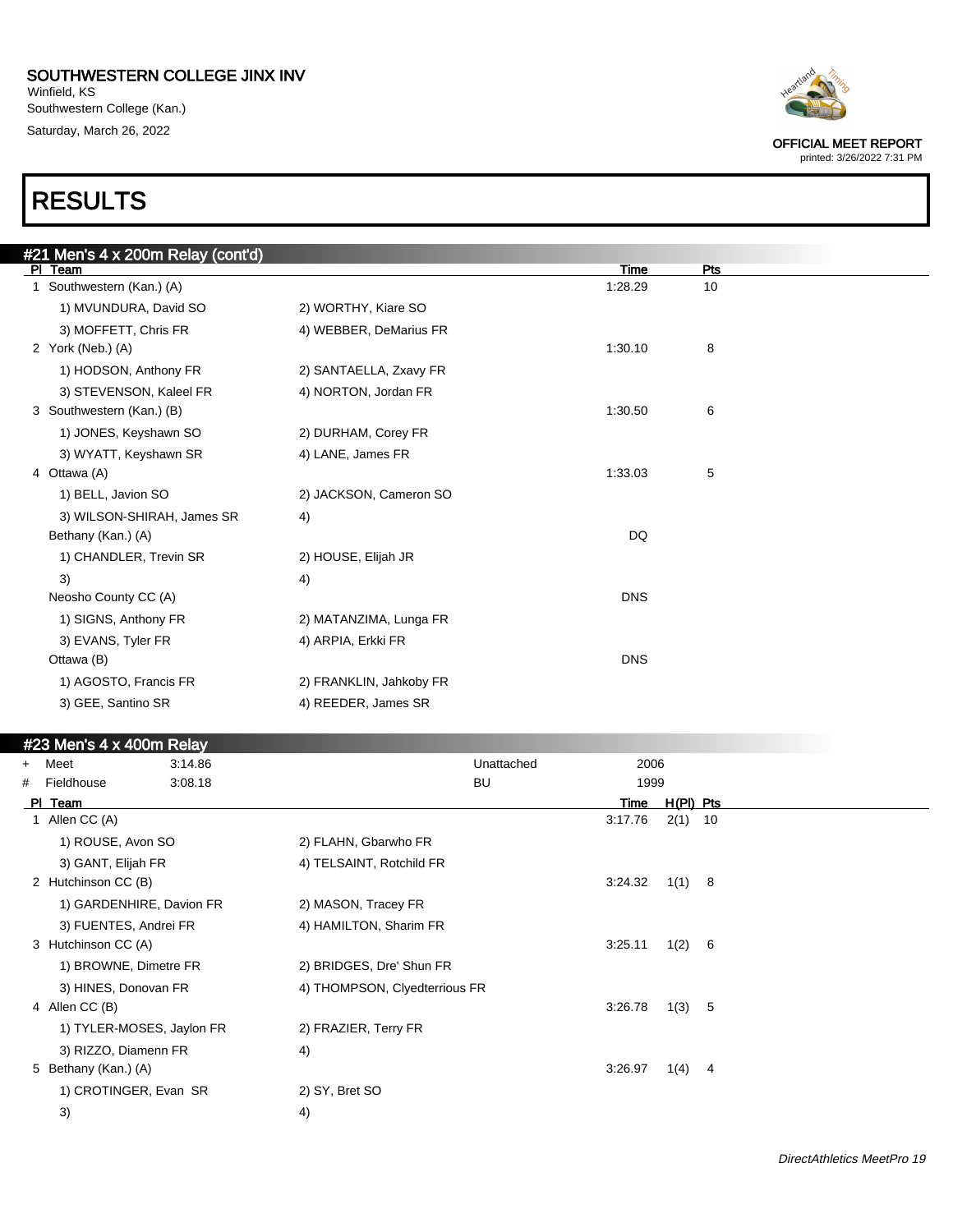# RESULTS

## #21 Men's 4 x 200m Relay (cont'd)

| Pl | Team | | Time | Pts |
|---|---|---|---|---|
| 1 | Southwestern (Kan.) (A) | | 1:28.29 | 10 |
| | 1) MVUNDURA, David SO | 2) WORTHY, Kiare SO | | |
| | 3) MOFFETT, Chris FR | 4) WEBBER, DeMarius FR | | |
| 2 | York (Neb.) (A) | | 1:30.10 | 8 |
| | 1) HODSON, Anthony FR | 2) SANTAELLA, Zxavy FR | | |
| | 3) STEVENSON, Kaleel FR | 4) NORTON, Jordan FR | | |
| 3 | Southwestern (Kan.) (B) | | 1:30.50 | 6 |
| | 1) JONES, Keyshawn SO | 2) DURHAM, Corey FR | | |
| | 3) WYATT, Keyshawn SR | 4) LANE, James FR | | |
| 4 | Ottawa (A) | | 1:33.03 | 5 |
| | 1) BELL, Javion SO | 2) JACKSON, Cameron SO | | |
| | 3) WILSON-SHIRAH, James SR | 4) | | |
| | Bethany (Kan.) (A) | | DQ | |
| | 1) CHANDLER, Trevin SR | 2) HOUSE, Elijah JR | | |
| | 3) | 4) | | |
| | Neosho County CC (A) | | DNS | |
| | 1) SIGNS, Anthony FR | 2) MATANZIMA, Lunga FR | | |
| | 3) EVANS, Tyler FR | 4) ARPIA, Erkki FR | | |
| | Ottawa (B) | | DNS | |
| | 1) AGOSTO, Francis FR | 2) FRANKLIN, Jahkoby FR | | |
| | 3) GEE, Santino SR | 4) REEDER, James SR | | |

## #23 Men's 4 x 400m Relay

| | Record | Time | Holder | Year |
|---|---|---|---|---|
| + | Meet | 3:14.86 | Unattached | 2006 |
| # | Fieldhouse | 3:08.18 | BU | 1999 |

| Pl | Team | | Time | H(Pl) | Pts |
|---|---|---|---|---|---|
| 1 | Allen CC (A) | | 3:17.76 | 2(1) | 10 |
| | 1) ROUSE, Avon SO | 2) FLAHN, Gbarwho FR | | | |
| | 3) GANT, Elijah FR | 4) TELSAINT, Rotchild FR | | | |
| 2 | Hutchinson CC (B) | | 3:24.32 | 1(1) | 8 |
| | 1) GARDENHIRE, Davion FR | 2) MASON, Tracey FR | | | |
| | 3) FUENTES, Andrei FR | 4) HAMILTON, Sharim FR | | | |
| 3 | Hutchinson CC (A) | | 3:25.11 | 1(2) | 6 |
| | 1) BROWNE, Dimetre FR | 2) BRIDGES, Dre' Shun FR | | | |
| | 3) HINES, Donovan FR | 4) THOMPSON, Clyedterrious FR | | | |
| 4 | Allen CC (B) | | 3:26.78 | 1(3) | 5 |
| | 1) TYLER-MOSES, Jaylon FR | 2) FRAZIER, Terry FR | | | |
| | 3) RIZZO, Diamenn FR | 4) | | | |
| 5 | Bethany (Kan.) (A) | | 3:26.97 | 1(4) | 4 |
| | 1) CROTINGER, Evan SR | 2) SY, Bret SO | | | |
| | 3) | 4) | | | |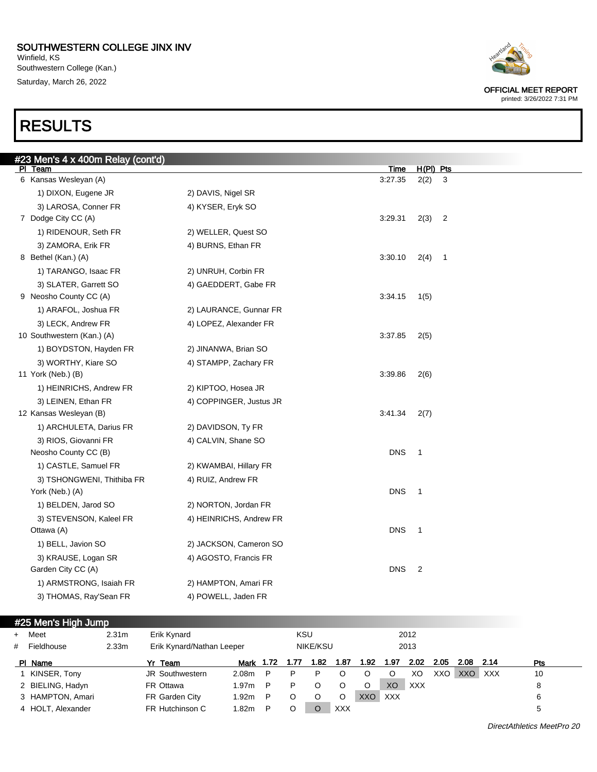# SOUTHWESTERN COLLEGE JINX INV

Winfield, KS
Southwestern College (Kan.)
Saturday, March 26, 2022

OFFICIAL MEET REPORT
printed: 3/26/2022 7:31 PM

# RESULTS

## #23 Men's 4 x 400m Relay (cont'd)

| Pl | Team | | Time | H(Pl) | Pts |
|---|---|---|---|---|---|
| 6 | Kansas Wesleyan (A) | | 3:27.35 | 2(2) | 3 |
| | 1) DIXON, Eugene JR | 2) DAVIS, Nigel SR | | | |
| | 3) LAROSA, Conner FR | 4) KYSER, Eryk SO | | | |
| 7 | Dodge City CC (A) | | 3:29.31 | 2(3) | 2 |
| | 1) RIDENOUR, Seth FR | 2) WELLER, Quest SO | | | |
| | 3) ZAMORA, Erik FR | 4) BURNS, Ethan FR | | | |
| 8 | Bethel (Kan.) (A) | | 3:30.10 | 2(4) | 1 |
| | 1) TARANGO, Isaac FR | 2) UNRUH, Corbin FR | | | |
| | 3) SLATER, Garrett SO | 4) GAEDDERT, Gabe FR | | | |
| 9 | Neosho County CC (A) | | 3:34.15 | 1(5) | |
| | 1) ARAFOL, Joshua FR | 2) LAURANCE, Gunnar FR | | | |
| | 3) LECK, Andrew FR | 4) LOPEZ, Alexander FR | | | |
| 10 | Southwestern (Kan.) (A) | | 3:37.85 | 2(5) | |
| | 1) BOYDSTON, Hayden FR | 2) JINANWA, Brian SO | | | |
| | 3) WORTHY, Kiare SO | 4) STAMPP, Zachary FR | | | |
| 11 | York (Neb.) (B) | | 3:39.86 | 2(6) | |
| | 1) HEINRICHS, Andrew FR | 2) KIPTOO, Hosea JR | | | |
| | 3) LEINEN, Ethan FR | 4) COPPINGER, Justus JR | | | |
| 12 | Kansas Wesleyan (B) | | 3:41.34 | 2(7) | |
| | 1) ARCHULETA, Darius FR | 2) DAVIDSON, Ty FR | | | |
| | 3) RIOS, Giovanni FR | 4) CALVIN, Shane SO | | | |
| | Neosho County CC (B) | | DNS | 1 | |
| | 1) CASTLE, Samuel FR | 2) KWAMBAI, Hillary FR | | | |
| | 3) TSHONGWENI, Thithiba FR | 4) RUIZ, Andrew FR | | | |
| | York (Neb.) (A) | | DNS | 1 | |
| | 1) BELDEN, Jarod SO | 2) NORTON, Jordan FR | | | |
| | 3) STEVENSON, Kaleel FR | 4) HEINRICHS, Andrew FR | | | |
| | Ottawa (A) | | DNS | 1 | |
| | 1) BELL, Javion SO | 2) JACKSON, Cameron SO | | | |
| | 3) KRAUSE, Logan SR | 4) AGOSTO, Francis FR | | | |
| | Garden City CC (A) | | DNS | 2 | |
| | 1) ARMSTRONG, Isaiah FR | 2) HAMPTON, Amari FR | | | |
| | 3) THOMAS, Ray'Sean FR | 4) POWELL, Jaden FR | | | |

## #25 Men's High Jump

| | | | | | |
|---|---|---|---|---|---|
| + | Meet | 2.31m | Erik Kynard | KSU | 2012 |
| # | Fieldhouse | 2.33m | Erik Kynard/Nathan Leeper | NIKE/KSU | 2013 |

| Pl | Name | Yr | Team | Mark | 1.72 | 1.77 | 1.82 | 1.87 | 1.92 | 1.97 | 2.02 | 2.05 | 2.08 | 2.14 | Pts |
|---|---|---|---|---|---|---|---|---|---|---|---|---|---|---|---|
| 1 | KINSER, Tony | JR | Southwestern | 2.08m | P | P | P | O | O | O | XO | XXO | XXO | XXX | 10 |
| 2 | BIELING, Hadyn | FR | Ottawa | 1.97m | P | P | O | O | O | XO | XXX | | | | 8 |
| 3 | HAMPTON, Amari | FR | Garden City | 1.92m | P | O | O | O | XXO | XXX | | | | | 6 |
| 4 | HOLT, Alexander | FR | Hutchinson C | 1.82m | P | O | O | XXX | | | | | | | 5 |

DirectAthletics MeetPro 20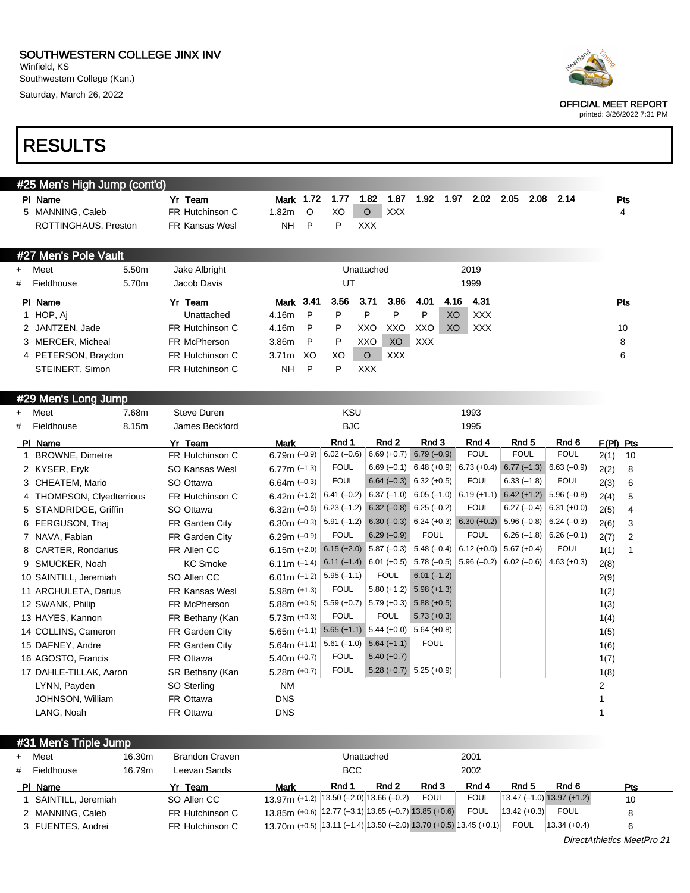# SOUTHWESTERN COLLEGE JINX INV

Winfield, KS
Southwestern College (Kan.)
Saturday, March 26, 2022

OFFICIAL MEET REPORT
printed: 3/26/2022 7:31 PM

# RESULTS

## #25 Men's High Jump (cont'd)

| Pl | Name | Yr | Team | Mark | 1.72 | 1.77 | 1.82 | 1.87 | 1.92 | 1.97 | 2.02 | 2.05 | 2.08 | 2.14 | Pts |
|---|---|---|---|---|---|---|---|---|---|---|---|---|---|---|---|
| 5 | MANNING, Caleb | FR | Hutchinson C | 1.82m | O | XO | O | XXX | | | | | | | 4 |
| | ROTTINGHAUS, Preston | FR | Kansas Wesl | NH | P | P | XXX | | | | | | | | |

## #27 Men's Pole Vault

| | | | | | |
|---|---|---|---|---|---|
| + | Meet | 5.50m | Jake Albright | Unattached | 2019 |
| # | Fieldhouse | 5.70m | Jacob Davis | UT | 1999 |

| Pl | Name | Yr | Team | Mark | 3.41 | 3.56 | 3.71 | 3.86 | 4.01 | 4.16 | 4.31 | Pts |
|---|---|---|---|---|---|---|---|---|---|---|---|---|
| 1 | HOP, Aj | | Unattached | 4.16m | P | P | P | P | P | XO | XXX | |
| 2 | JANTZEN, Jade | FR | Hutchinson C | 4.16m | P | P | XXO | XXO | XXO | XO | XXX | 10 |
| 3 | MERCER, Micheal | FR | McPherson | 3.86m | P | P | XXO | XO | XXX | | | 8 |
| 4 | PETERSON, Braydon | FR | Hutchinson C | 3.71m | XO | XO | O | XXX | | | | 6 |
| | STEINERT, Simon | FR | Hutchinson C | NH | P | P | XXX | | | | | |

## #29 Men's Long Jump

| | | | | | |
|---|---|---|---|---|---|
| + | Meet | 7.68m | Steve Duren | KSU | 1993 |
| # | Fieldhouse | 8.15m | James Beckford | BJC | 1995 |

| Pl | Name | Yr | Team | Mark | Rnd 1 | Rnd 2 | Rnd 3 | Rnd 4 | Rnd 5 | Rnd 6 | F(Pl) | Pts |
|---|---|---|---|---|---|---|---|---|---|---|---|---|
| 1 | BROWNE, Dimetre | FR | Hutchinson C | 6.79m (–0.9) | 6.02 (–0.6) | 6.69 (+0.7) | 6.79 (–0.9) | FOUL | FOUL | FOUL | 2(1) | 10 |
| 2 | KYSER, Eryk | SO | Kansas Wesl | 6.77m (–1.3) | FOUL | 6.69 (–0.1) | 6.48 (+0.9) | 6.73 (+0.4) | 6.77 (–1.3) | 6.63 (–0.9) | 2(2) | 8 |
| 3 | CHEATEM, Mario | SO | Ottawa | 6.64m (–0.3) | FOUL | 6.64 (–0.3) | 6.32 (+0.5) | FOUL | 6.33 (–1.8) | FOUL | 2(3) | 6 |
| 4 | THOMPSON, Clyedterrious | FR | Hutchinson C | 6.42m (+1.2) | 6.41 (–0.2) | 6.37 (–1.0) | 6.05 (–1.0) | 6.19 (+1.1) | 6.42 (+1.2) | 5.96 (–0.8) | 2(4) | 5 |
| 5 | STANDRIDGE, Griffin | SO | Ottawa | 6.32m (–0.8) | 6.23 (–1.2) | 6.32 (–0.8) | 6.25 (–0.2) | FOUL | 6.27 (–0.4) | 6.31 (+0.0) | 2(5) | 4 |
| 6 | FERGUSON, Thaj | FR | Garden City | 6.30m (–0.3) | 5.91 (–1.2) | 6.30 (–0.3) | 6.24 (+0.3) | 6.30 (+0.2) | 5.96 (–0.8) | 6.24 (–0.3) | 2(6) | 3 |
| 7 | NAVA, Fabian | FR | Garden City | 6.29m (–0.9) | FOUL | 6.29 (–0.9) | FOUL | FOUL | 6.26 (–1.8) | 6.26 (–0.1) | 2(7) | 2 |
| 8 | CARTER, Rondarius | FR | Allen CC | 6.15m (+2.0) | 6.15 (+2.0) | 5.87 (–0.3) | 5.48 (–0.4) | 6.12 (+0.0) | 5.67 (+0.4) | FOUL | 1(1) | 1 |
| 9 | SMUCKER, Noah | | KC Smoke | 6.11m (–1.4) | 6.11 (–1.4) | 6.01 (+0.5) | 5.78 (–0.5) | 5.96 (–0.2) | 6.02 (–0.6) | 4.63 (+0.3) | 2(8) | |
| 10 | SAINTILL, Jeremiah | SO | Allen CC | 6.01m (–1.2) | 5.95 (–1.1) | FOUL | 6.01 (–1.2) | | | | 2(9) | |
| 11 | ARCHULETA, Darius | FR | Kansas Wesl | 5.98m (+1.3) | FOUL | 5.80 (+1.2) | 5.98 (+1.3) | | | | 1(2) | |
| 12 | SWANK, Philip | FR | McPherson | 5.88m (+0.5) | 5.59 (+0.7) | 5.79 (+0.3) | 5.88 (+0.5) | | | | 1(3) | |
| 13 | HAYES, Kannon | FR | Bethany (Kan | 5.73m (+0.3) | FOUL | FOUL | 5.73 (+0.3) | | | | 1(4) | |
| 14 | COLLINS, Cameron | FR | Garden City | 5.65m (+1.1) | 5.65 (+1.1) | 5.44 (+0.0) | 5.64 (+0.8) | | | | 1(5) | |
| 15 | DAFNEY, Andre | FR | Garden City | 5.64m (+1.1) | 5.61 (–1.0) | 5.64 (+1.1) | FOUL | | | | 1(6) | |
| 16 | AGOSTO, Francis | FR | Ottawa | 5.40m (+0.7) | FOUL | 5.40 (+0.7) | | | | | 1(7) | |
| 17 | DAHLE-TILLAK, Aaron | SR | Bethany (Kan | 5.28m (+0.7) | FOUL | 5.28 (+0.7) | 5.25 (+0.9) | | | | 1(8) | |
| | LYNN, Payden | SO | Sterling | NM | | | | | | | 2 | |
| | JOHNSON, William | FR | Ottawa | DNS | | | | | | | 1 | |
| | LANG, Noah | FR | Ottawa | DNS | | | | | | | 1 | |

## #31 Men's Triple Jump

| | | | | | |
|---|---|---|---|---|---|
| + | Meet | 16.30m | Brandon Craven | Unattached | 2001 |
| # | Fieldhouse | 16.79m | Leevan Sands | BCC | 2002 |

| Pl | Name | Yr | Team | Mark | Rnd 1 | Rnd 2 | Rnd 3 | Rnd 4 | Rnd 5 | Rnd 6 | Pts |
|---|---|---|---|---|---|---|---|---|---|---|---|
| 1 | SAINTILL, Jeremiah | SO | Allen CC | 13.97m (+1.2) | 13.50 (–2.0) | 13.66 (–0.2) | FOUL | FOUL | 13.47 (–1.0) | 13.97 (+1.2) | 10 |
| 2 | MANNING, Caleb | FR | Hutchinson C | 13.85m (+0.6) | 12.77 (–3.1) | 13.65 (–0.7) | 13.85 (+0.6) | FOUL | 13.42 (+0.3) | FOUL | 8 |
| 3 | FUENTES, Andrei | FR | Hutchinson C | 13.70m (+0.5) | 13.11 (–1.4) | 13.50 (–2.0) | 13.70 (+0.5) | 13.45 (+0.1) | FOUL | 13.34 (+0.4) | 6 |

DirectAthletics MeetPro 21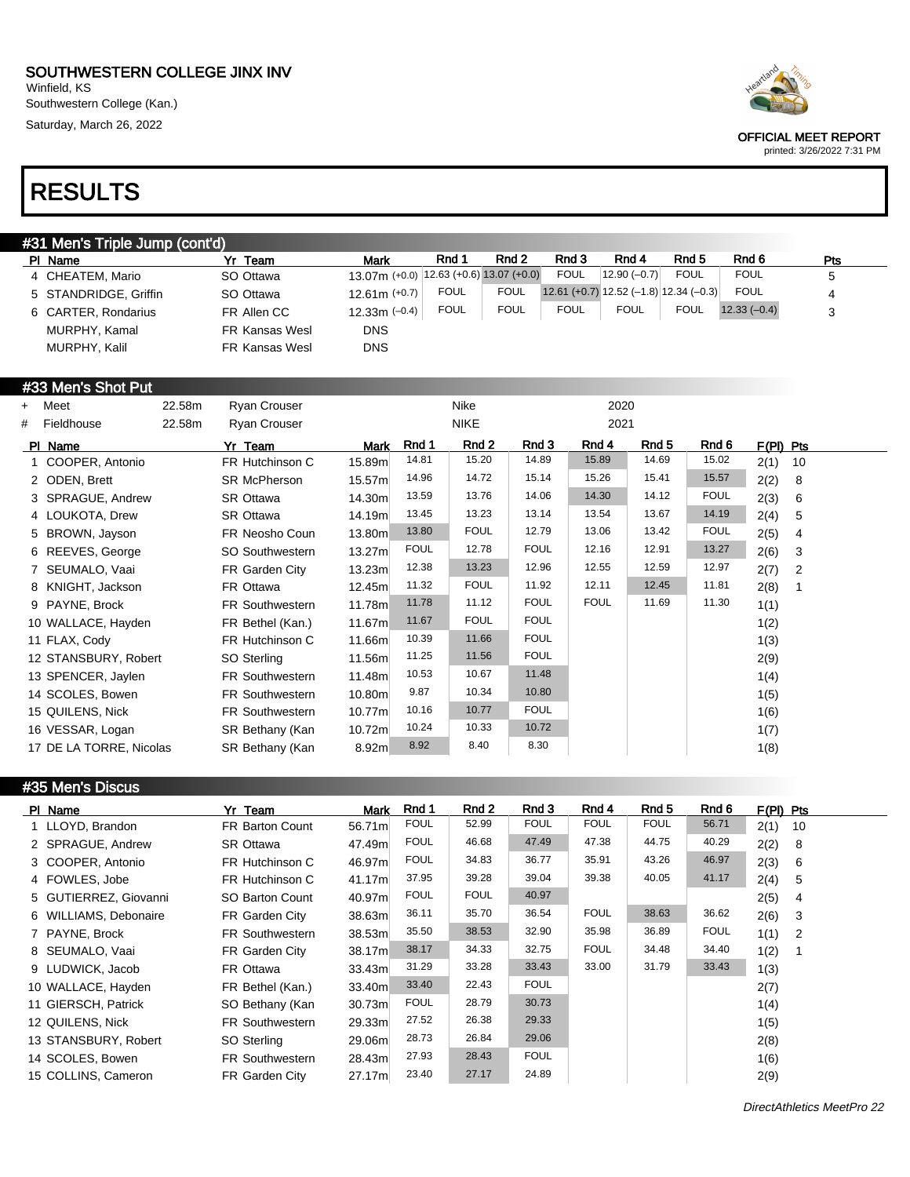SOUTHWESTERN COLLEGE JINX INV
Winfield, KS
Southwestern College (Kan.)
Saturday, March 26, 2022

OFFICIAL MEET REPORT
printed: 3/26/2022 7:31 PM

# RESULTS

## #31 Men's Triple Jump (cont'd)

| Pl | Name | Yr | Team | Mark | Rnd 1 | Rnd 2 | Rnd 3 | Rnd 4 | Rnd 5 | Rnd 6 | Pts |
|---|---|---|---|---|---|---|---|---|---|---|---|
| 4 | CHEATEM, Mario | SO | Ottawa | 13.07m (+0.0) | 12.63 (+0.6) | 13.07 (+0.0) | FOUL | 12.90 (–0.7) | FOUL | FOUL | 5 |
| 5 | STANDRIDGE, Griffin | SO | Ottawa | 12.61m (+0.7) | FOUL | FOUL | 12.61 (+0.7) | 12.52 (–1.8) | 12.34 (–0.3) | FOUL | 4 |
| 6 | CARTER, Rondarius | FR | Allen CC | 12.33m (–0.4) | FOUL | FOUL | FOUL | FOUL | FOUL | 12.33 (–0.4) | 3 |
| | MURPHY, Kamal | FR | Kansas Wesl | DNS | | | | | | | |
| | MURPHY, Kalil | FR | Kansas Wesl | DNS | | | | | | | |

## #33 Men's Shot Put

| | | | | | |
|---|---|---|---|---|---|
| + | Meet | 22.58m | Ryan Crouser | Nike | 2020 |
| # | Fieldhouse | 22.58m | Ryan Crouser | NIKE | 2021 |

| Pl | Name | Yr | Team | Mark | Rnd 1 | Rnd 2 | Rnd 3 | Rnd 4 | Rnd 5 | Rnd 6 | F(Pl) | Pts |
|---|---|---|---|---|---|---|---|---|---|---|---|---|
| 1 | COOPER, Antonio | FR | Hutchinson C | 15.89m | 14.81 | 15.20 | 14.89 | 15.89 | 14.69 | 15.02 | 2(1) | 10 |
| 2 | ODEN, Brett | SR | McPherson | 15.57m | 14.96 | 14.72 | 15.14 | 15.26 | 15.41 | 15.57 | 2(2) | 8 |
| 3 | SPRAGUE, Andrew | SR | Ottawa | 14.30m | 13.59 | 13.76 | 14.06 | 14.30 | 14.12 | FOUL | 2(3) | 6 |
| 4 | LOUKOTA, Drew | SR | Ottawa | 14.19m | 13.45 | 13.23 | 13.14 | 13.54 | 13.67 | 14.19 | 2(4) | 5 |
| 5 | BROWN, Jayson | FR | Neosho Coun | 13.80m | 13.80 | FOUL | 12.79 | 13.06 | 13.42 | FOUL | 2(5) | 4 |
| 6 | REEVES, George | SO | Southwestern | 13.27m | FOUL | 12.78 | FOUL | 12.16 | 12.91 | 13.27 | 2(6) | 3 |
| 7 | SEUMALO, Vaai | FR | Garden City | 13.23m | 12.38 | 13.23 | 12.96 | 12.55 | 12.59 | 12.97 | 2(7) | 2 |
| 8 | KNIGHT, Jackson | FR | Ottawa | 12.45m | 11.32 | FOUL | 11.92 | 12.11 | 12.45 | 11.81 | 2(8) | 1 |
| 9 | PAYNE, Brock | FR | Southwestern | 11.78m | 11.78 | 11.12 | FOUL | FOUL | 11.69 | 11.30 | 1(1) | |
| 10 | WALLACE, Hayden | FR | Bethel (Kan.) | 11.67m | 11.67 | FOUL | FOUL | | | | 1(2) | |
| 11 | FLAX, Cody | FR | Hutchinson C | 11.66m | 10.39 | 11.66 | FOUL | | | | 1(3) | |
| 12 | STANSBURY, Robert | SO | Sterling | 11.56m | 11.25 | 11.56 | FOUL | | | | 2(9) | |
| 13 | SPENCER, Jaylen | FR | Southwestern | 11.48m | 10.53 | 10.67 | 11.48 | | | | 1(4) | |
| 14 | SCOLES, Bowen | FR | Southwestern | 10.80m | 9.87 | 10.34 | 10.80 | | | | 1(5) | |
| 15 | QUILENS, Nick | FR | Southwestern | 10.77m | 10.16 | 10.77 | FOUL | | | | 1(6) | |
| 16 | VESSAR, Logan | SR | Bethany (Kan | 10.72m | 10.24 | 10.33 | 10.72 | | | | 1(7) | |
| 17 | DE LA TORRE, Nicolas | SR | Bethany (Kan | 8.92m | 8.92 | 8.40 | 8.30 | | | | 1(8) | |

## #35 Men's Discus

| Pl | Name | Yr | Team | Mark | Rnd 1 | Rnd 2 | Rnd 3 | Rnd 4 | Rnd 5 | Rnd 6 | F(Pl) | Pts |
|---|---|---|---|---|---|---|---|---|---|---|---|---|
| 1 | LLOYD, Brandon | FR | Barton Count | 56.71m | FOUL | 52.99 | FOUL | FOUL | FOUL | 56.71 | 2(1) | 10 |
| 2 | SPRAGUE, Andrew | SR | Ottawa | 47.49m | FOUL | 46.68 | 47.49 | 47.38 | 44.75 | 40.29 | 2(2) | 8 |
| 3 | COOPER, Antonio | FR | Hutchinson C | 46.97m | FOUL | 34.83 | 36.77 | 35.91 | 43.26 | 46.97 | 2(3) | 6 |
| 4 | FOWLES, Jobe | FR | Hutchinson C | 41.17m | 37.95 | 39.28 | 39.04 | 39.38 | 40.05 | 41.17 | 2(4) | 5 |
| 5 | GUTIERREZ, Giovanni | SO | Barton Count | 40.97m | FOUL | FOUL | 40.97 | | | | 2(5) | 4 |
| 6 | WILLIAMS, Debonaire | FR | Garden City | 38.63m | 36.11 | 35.70 | 36.54 | FOUL | 38.63 | 36.62 | 2(6) | 3 |
| 7 | PAYNE, Brock | FR | Southwestern | 38.53m | 35.50 | 38.53 | 32.90 | 35.98 | 36.89 | FOUL | 1(1) | 2 |
| 8 | SEUMALO, Vaai | FR | Garden City | 38.17m | 38.17 | 34.33 | 32.75 | FOUL | 34.48 | 34.40 | 1(2) | 1 |
| 9 | LUDWICK, Jacob | FR | Ottawa | 33.43m | 31.29 | 33.28 | 33.43 | 33.00 | 31.79 | 33.43 | 1(3) | |
| 10 | WALLACE, Hayden | FR | Bethel (Kan.) | 33.40m | 33.40 | 22.43 | FOUL | | | | 2(7) | |
| 11 | GIERSCH, Patrick | SO | Bethany (Kan | 30.73m | FOUL | 28.79 | 30.73 | | | | 1(4) | |
| 12 | QUILENS, Nick | FR | Southwestern | 29.33m | 27.52 | 26.38 | 29.33 | | | | 1(5) | |
| 13 | STANSBURY, Robert | SO | Sterling | 29.06m | 28.73 | 26.84 | 29.06 | | | | 2(8) | |
| 14 | SCOLES, Bowen | FR | Southwestern | 28.43m | 27.93 | 28.43 | FOUL | | | | 1(6) | |
| 15 | COLLINS, Cameron | FR | Garden City | 27.17m | 23.40 | 27.17 | 24.89 | | | | 2(9) | |

*DirectAthletics MeetPro 22*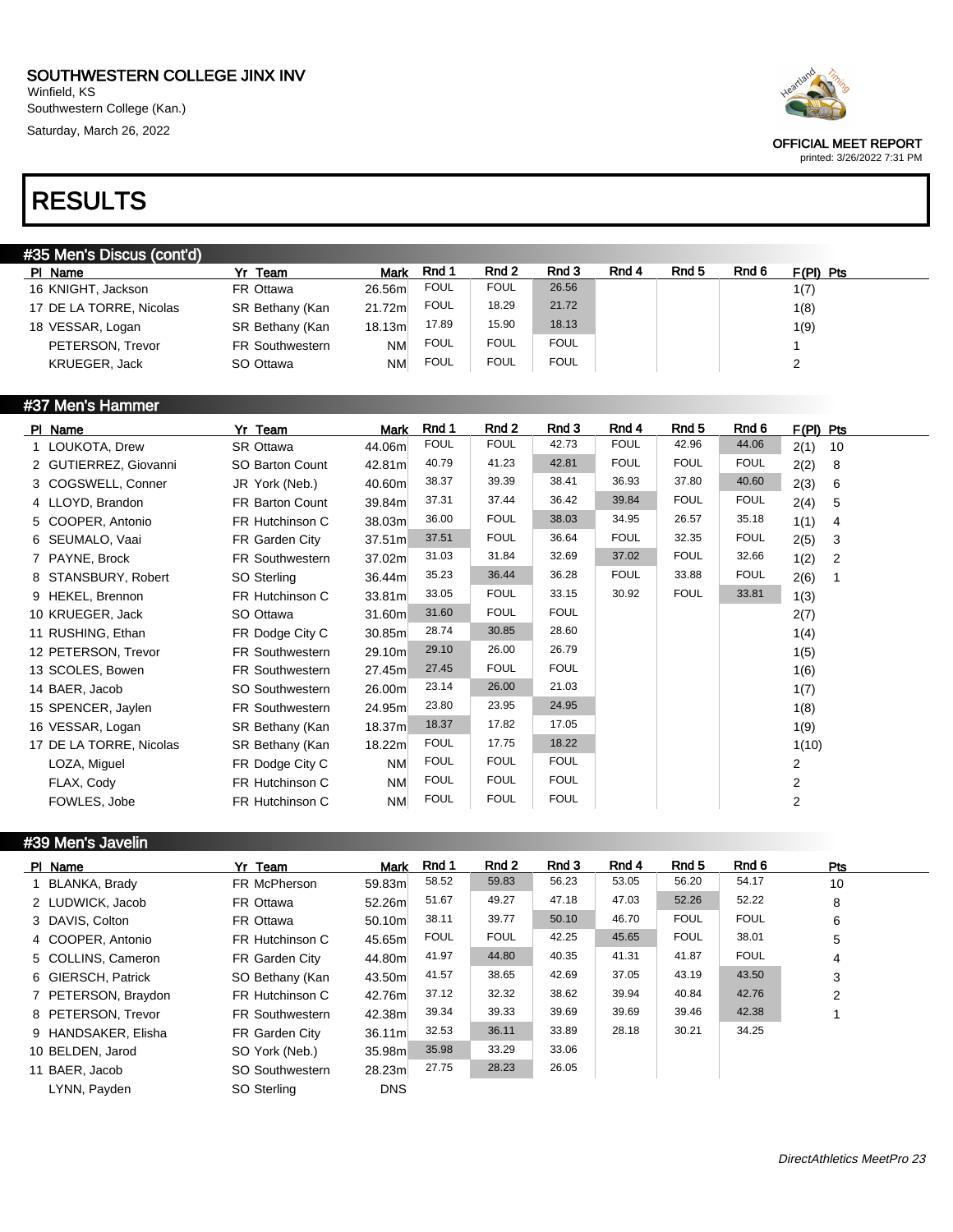SOUTHWESTERN COLLEGE JINX INV
Winfield, KS
Southwestern College (Kan.)
Saturday, March 26, 2022

OFFICIAL MEET REPORT
printed: 3/26/2022 7:31 PM

# RESULTS

## #35 Men's Discus (cont'd)

| Pl | Name | Yr | Team | Mark | Rnd 1 | Rnd 2 | Rnd 3 | Rnd 4 | Rnd 5 | Rnd 6 | F(Pl) | Pts |
|---|---|---|---|---|---|---|---|---|---|---|---|---|
| 16 | KNIGHT, Jackson | FR | Ottawa | 26.56m | FOUL | FOUL | 26.56 | | | | 1(7) | |
| 17 | DE LA TORRE, Nicolas | SR | Bethany (Kan | 21.72m | FOUL | 18.29 | 21.72 | | | | 1(8) | |
| 18 | VESSAR, Logan | SR | Bethany (Kan | 18.13m | 17.89 | 15.90 | 18.13 | | | | 1(9) | |
| | PETERSON, Trevor | FR | Southwestern | NM | FOUL | FOUL | FOUL | | | | 1 | |
| | KRUEGER, Jack | SO | Ottawa | NM | FOUL | FOUL | FOUL | | | | 2 | |

## #37 Men's Hammer

| Pl | Name | Yr | Team | Mark | Rnd 1 | Rnd 2 | Rnd 3 | Rnd 4 | Rnd 5 | Rnd 6 | F(Pl) | Pts |
|---|---|---|---|---|---|---|---|---|---|---|---|---|
| 1 | LOUKOTA, Drew | SR | Ottawa | 44.06m | FOUL | FOUL | 42.73 | FOUL | 42.96 | 44.06 | 2(1) | 10 |
| 2 | GUTIERREZ, Giovanni | SO | Barton Count | 42.81m | 40.79 | 41.23 | 42.81 | FOUL | FOUL | FOUL | 2(2) | 8 |
| 3 | COGSWELL, Conner | JR | York (Neb.) | 40.60m | 38.37 | 39.39 | 38.41 | 36.93 | 37.80 | 40.60 | 2(3) | 6 |
| 4 | LLOYD, Brandon | FR | Barton Count | 39.84m | 37.31 | 37.44 | 36.42 | 39.84 | FOUL | FOUL | 2(4) | 5 |
| 5 | COOPER, Antonio | FR | Hutchinson C | 38.03m | 36.00 | FOUL | 38.03 | 34.95 | 26.57 | 35.18 | 1(1) | 4 |
| 6 | SEUMALO, Vaai | FR | Garden City | 37.51m | 37.51 | FOUL | 36.64 | FOUL | 32.35 | FOUL | 2(5) | 3 |
| 7 | PAYNE, Brock | FR | Southwestern | 37.02m | 31.03 | 31.84 | 32.69 | 37.02 | FOUL | 32.66 | 1(2) | 2 |
| 8 | STANSBURY, Robert | SO | Sterling | 36.44m | 35.23 | 36.44 | 36.28 | FOUL | 33.88 | FOUL | 2(6) | 1 |
| 9 | HEKEL, Brennon | FR | Hutchinson C | 33.81m | 33.05 | FOUL | 33.15 | 30.92 | FOUL | 33.81 | 1(3) | |
| 10 | KRUEGER, Jack | SO | Ottawa | 31.60m | 31.60 | FOUL | FOUL | | | | 2(7) | |
| 11 | RUSHING, Ethan | FR | Dodge City C | 30.85m | 28.74 | 30.85 | 28.60 | | | | 1(4) | |
| 12 | PETERSON, Trevor | FR | Southwestern | 29.10m | 29.10 | 26.00 | 26.79 | | | | 1(5) | |
| 13 | SCOLES, Bowen | FR | Southwestern | 27.45m | 27.45 | FOUL | FOUL | | | | 1(6) | |
| 14 | BAER, Jacob | SO | Southwestern | 26.00m | 23.14 | 26.00 | 21.03 | | | | 1(7) | |
| 15 | SPENCER, Jaylen | FR | Southwestern | 24.95m | 23.80 | 23.95 | 24.95 | | | | 1(8) | |
| 16 | VESSAR, Logan | SR | Bethany (Kan | 18.37m | 18.37 | 17.82 | 17.05 | | | | 1(9) | |
| 17 | DE LA TORRE, Nicolas | SR | Bethany (Kan | 18.22m | FOUL | 17.75 | 18.22 | | | | 1(10) | |
| | LOZA, Miguel | FR | Dodge City C | NM | FOUL | FOUL | FOUL | | | | 2 | |
| | FLAX, Cody | FR | Hutchinson C | NM | FOUL | FOUL | FOUL | | | | 2 | |
| | FOWLES, Jobe | FR | Hutchinson C | NM | FOUL | FOUL | FOUL | | | | 2 | |

## #39 Men's Javelin

| Pl | Name | Yr | Team | Mark | Rnd 1 | Rnd 2 | Rnd 3 | Rnd 4 | Rnd 5 | Rnd 6 | Pts |
|---|---|---|---|---|---|---|---|---|---|---|---|
| 1 | BLANKA, Brady | FR | McPherson | 59.83m | 58.52 | 59.83 | 56.23 | 53.05 | 56.20 | 54.17 | 10 |
| 2 | LUDWICK, Jacob | FR | Ottawa | 52.26m | 51.67 | 49.27 | 47.18 | 47.03 | 52.26 | 52.22 | 8 |
| 3 | DAVIS, Colton | FR | Ottawa | 50.10m | 38.11 | 39.77 | 50.10 | 46.70 | FOUL | FOUL | 6 |
| 4 | COOPER, Antonio | FR | Hutchinson C | 45.65m | FOUL | FOUL | 42.25 | 45.65 | FOUL | 38.01 | 5 |
| 5 | COLLINS, Cameron | FR | Garden City | 44.80m | 41.97 | 44.80 | 40.35 | 41.31 | 41.87 | FOUL | 4 |
| 6 | GIERSCH, Patrick | SO | Bethany (Kan | 43.50m | 41.57 | 38.65 | 42.69 | 37.05 | 43.19 | 43.50 | 3 |
| 7 | PETERSON, Braydon | FR | Hutchinson C | 42.76m | 37.12 | 32.32 | 38.62 | 39.94 | 40.84 | 42.76 | 2 |
| 8 | PETERSON, Trevor | FR | Southwestern | 42.38m | 39.34 | 39.33 | 39.69 | 39.69 | 39.46 | 42.38 | 1 |
| 9 | HANDSAKER, Elisha | FR | Garden City | 36.11m | 32.53 | 36.11 | 33.89 | 28.18 | 30.21 | 34.25 | |
| 10 | BELDEN, Jarod | SO | York (Neb.) | 35.98m | 35.98 | 33.29 | 33.06 | | | | |
| 11 | BAER, Jacob | SO | Southwestern | 28.23m | 27.75 | 28.23 | 26.05 | | | | |
| | LYNN, Payden | SO | Sterling | DNS | | | | | | | |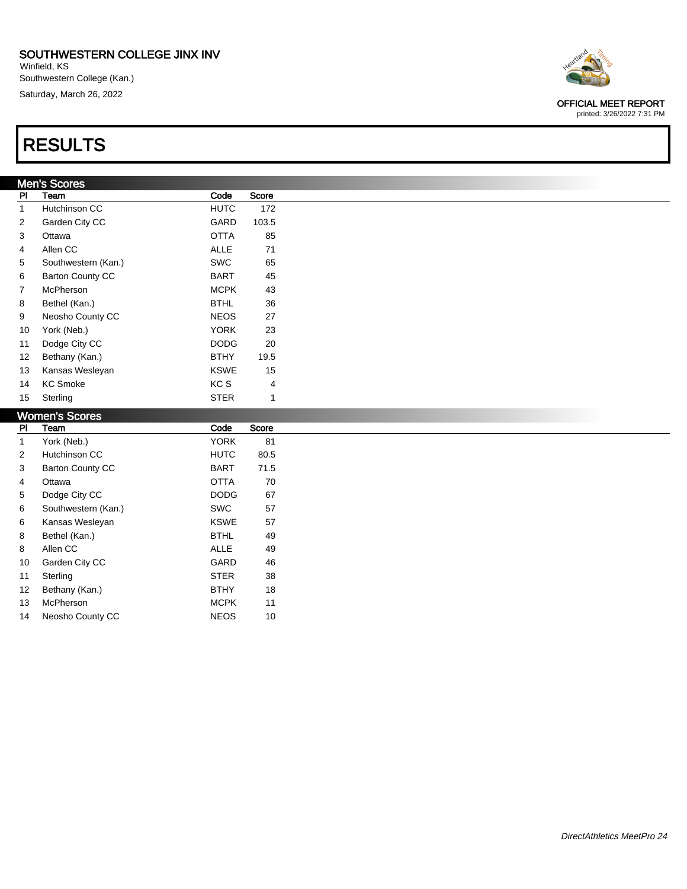SOUTHWESTERN COLLEGE JINX INV
Winfield, KS
Southwestern College (Kan.)
Saturday, March 26, 2022

OFFICIAL MEET REPORT
printed: 3/26/2022 7:31 PM

# RESULTS

## Men's Scores

| Pl | Team | Code | Score |
|---|---|---|---|
| 1 | Hutchinson CC | HUTC | 172 |
| 2 | Garden City CC | GARD | 103.5 |
| 3 | Ottawa | OTTA | 85 |
| 4 | Allen CC | ALLE | 71 |
| 5 | Southwestern (Kan.) | SWC | 65 |
| 6 | Barton County CC | BART | 45 |
| 7 | McPherson | MCPK | 43 |
| 8 | Bethel (Kan.) | BTHL | 36 |
| 9 | Neosho County CC | NEOS | 27 |
| 10 | York (Neb.) | YORK | 23 |
| 11 | Dodge City CC | DODG | 20 |
| 12 | Bethany (Kan.) | BTHY | 19.5 |
| 13 | Kansas Wesleyan | KSWE | 15 |
| 14 | KC Smoke | KC S | 4 |
| 15 | Sterling | STER | 1 |

## Women's Scores

| Pl | Team | Code | Score |
|---|---|---|---|
| 1 | York (Neb.) | YORK | 81 |
| 2 | Hutchinson CC | HUTC | 80.5 |
| 3 | Barton County CC | BART | 71.5 |
| 4 | Ottawa | OTTA | 70 |
| 5 | Dodge City CC | DODG | 67 |
| 6 | Southwestern (Kan.) | SWC | 57 |
| 6 | Kansas Wesleyan | KSWE | 57 |
| 8 | Bethel (Kan.) | BTHL | 49 |
| 8 | Allen CC | ALLE | 49 |
| 10 | Garden City CC | GARD | 46 |
| 11 | Sterling | STER | 38 |
| 12 | Bethany (Kan.) | BTHY | 18 |
| 13 | McPherson | MCPK | 11 |
| 14 | Neosho County CC | NEOS | 10 |

*DirectAthletics MeetPro 24*